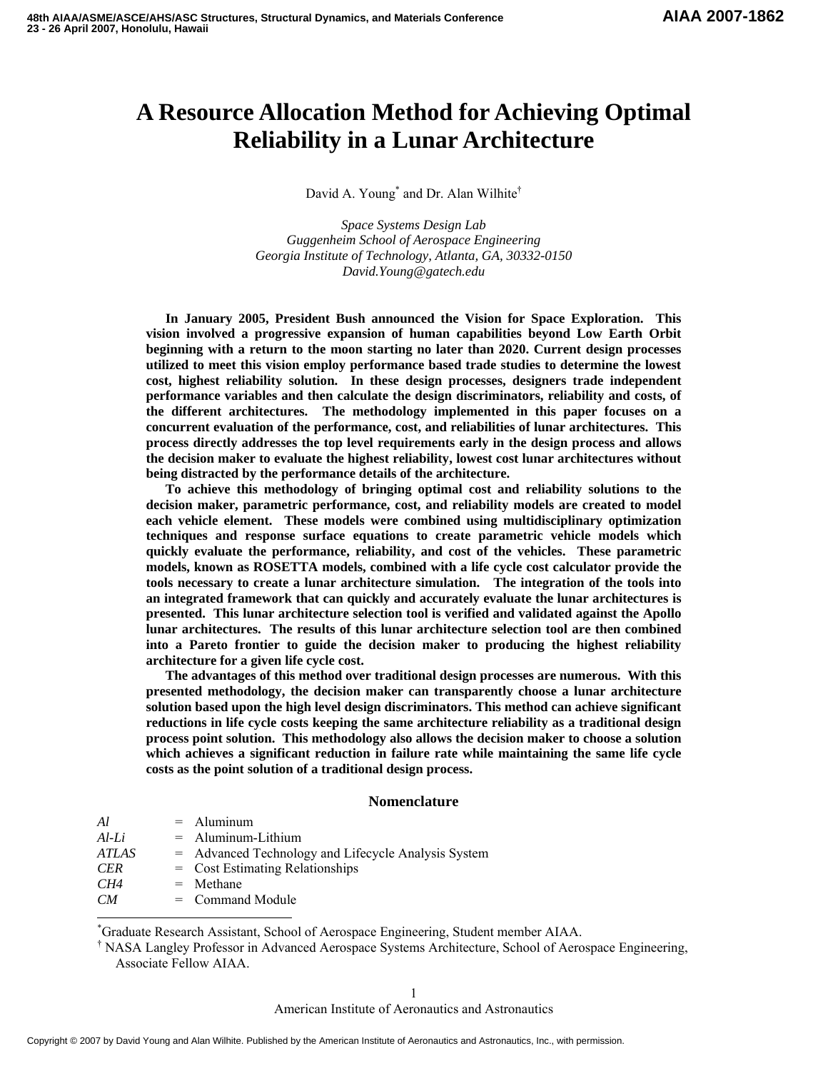# A Resource Allocation Method for Achieving Optimal Reliability in a Lunar Architecture

David A. Young[*] and Dr. Alan Wilhite[†]

*Space Systems Design Lab*
*Guggenheim School of Aerospace Engineering*
*Georgia Institute of Technology, Atlanta, GA, 30332-0150*
*David.Young@gatech.edu*

**In January 2005, President Bush announced the Vision for Space Exploration. This vision involved a progressive expansion of human capabilities beyond Low Earth Orbit beginning with a return to the moon starting no later than 2020. Current design processes utilized to meet this vision employ performance based trade studies to determine the lowest cost, highest reliability solution. In these design processes, designers trade independent performance variables and then calculate the design discriminators, reliability and costs, of the different architectures. The methodology implemented in this paper focuses on a concurrent evaluation of the performance, cost, and reliabilities of lunar architectures. This process directly addresses the top level requirements early in the design process and allows the decision maker to evaluate the highest reliability, lowest cost lunar architectures without being distracted by the performance details of the architecture.**

**To achieve this methodology of bringing optimal cost and reliability solutions to the decision maker, parametric performance, cost, and reliability models are created to model each vehicle element. These models were combined using multidisciplinary optimization techniques and response surface equations to create parametric vehicle models which quickly evaluate the performance, reliability, and cost of the vehicles. These parametric models, known as ROSETTA models, combined with a life cycle cost calculator provide the tools necessary to create a lunar architecture simulation. The integration of the tools into an integrated framework that can quickly and accurately evaluate the lunar architectures is presented. This lunar architecture selection tool is verified and validated against the Apollo lunar architectures. The results of this lunar architecture selection tool are then combined into a Pareto frontier to guide the decision maker to producing the highest reliability architecture for a given life cycle cost.**

**The advantages of this method over traditional design processes are numerous. With this presented methodology, the decision maker can transparently choose a lunar architecture solution based upon the high level design discriminators. This method can achieve significant reductions in life cycle costs keeping the same architecture reliability as a traditional design process point solution. This methodology also allows the decision maker to choose a solution which achieves a significant reduction in failure rate while maintaining the same life cycle costs as the point solution of a traditional design process.**

## Nomenclature

| | | |
|---|---|---|
| *Al* | = | Aluminum |
| *Al-Li* | = | Aluminum-Lithium |
| *ATLAS* | = | Advanced Technology and Lifecycle Analysis System |
| *CER* | = | Cost Estimating Relationships |
| *CH4* | = | Methane |
| *CM* | = | Command Module |

---

[*] Graduate Research Assistant, School of Aerospace Engineering, Student member AIAA.

[†] NASA Langley Professor in Advanced Aerospace Systems Architecture, School of Aerospace Engineering, Associate Fellow AIAA.

Copyright © 2007 by David Young and Alan Wilhite. Published by the American Institute of Aeronautics and Astronautics, Inc., with permission.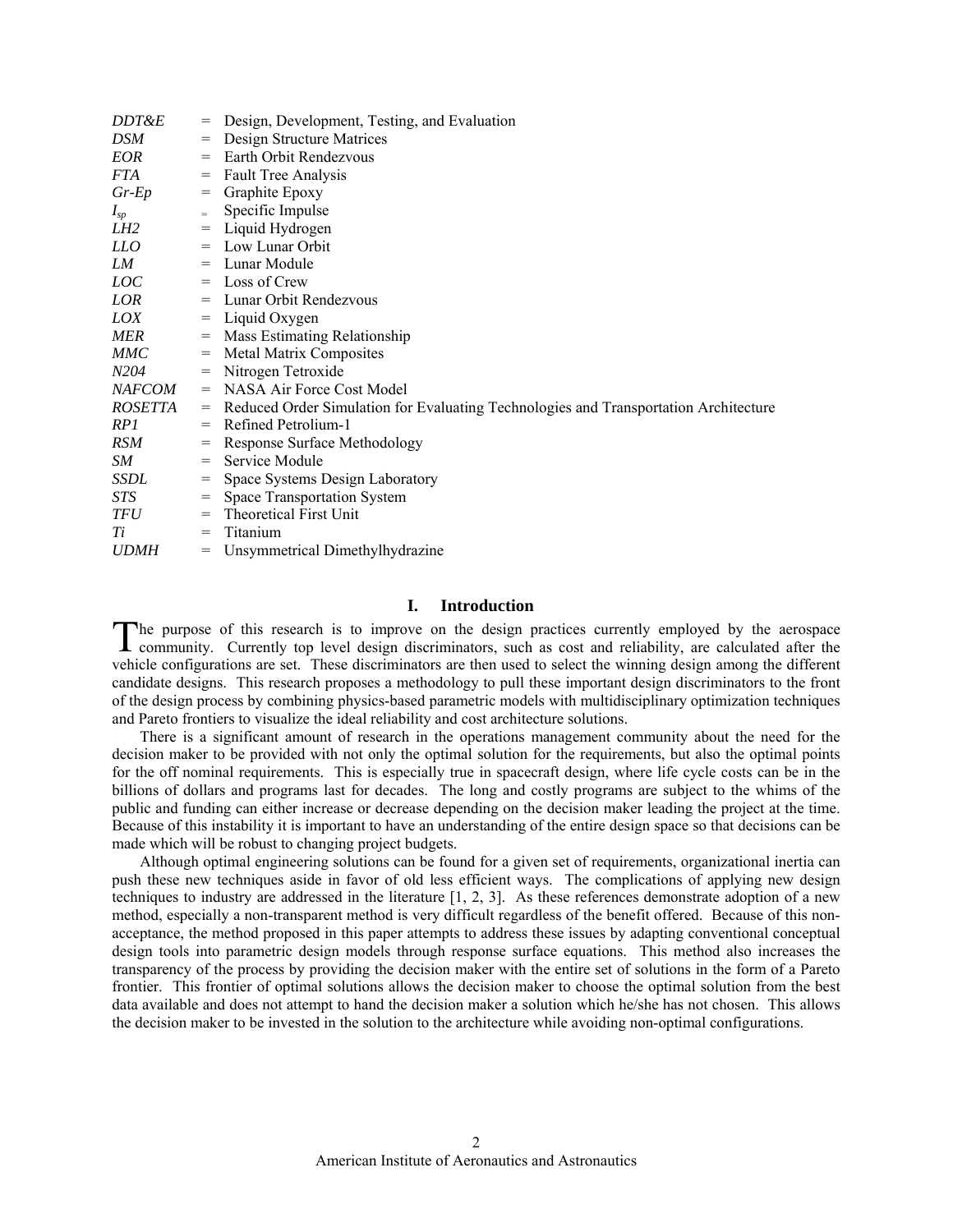| | | |
|---|---|---|
| *DDT&E* | = | Design, Development, Testing, and Evaluation |
| *DSM* | = | Design Structure Matrices |
| *EOR* | = | Earth Orbit Rendezvous |
| *FTA* | = | Fault Tree Analysis |
| *Gr-Ep* | = | Graphite Epoxy |
| $I_{sp}$ | = | Specific Impulse |
| *LH2* | = | Liquid Hydrogen |
| *LLO* | = | Low Lunar Orbit |
| *LM* | = | Lunar Module |
| *LOC* | = | Loss of Crew |
| *LOR* | = | Lunar Orbit Rendezvous |
| *LOX* | = | Liquid Oxygen |
| *MER* | = | Mass Estimating Relationship |
| *MMC* | = | Metal Matrix Composites |
| *N204* | = | Nitrogen Tetroxide |
| *NAFCOM* | = | NASA Air Force Cost Model |
| *ROSETTA* | = | Reduced Order Simulation for Evaluating Technologies and Transportation Architecture |
| *RP1* | = | Refined Petrolium-1 |
| *RSM* | = | Response Surface Methodology |
| *SM* | = | Service Module |
| *SSDL* | = | Space Systems Design Laboratory |
| *STS* | = | Space Transportation System |
| *TFU* | = | Theoretical First Unit |
| *Ti* | = | Titanium |
| *UDMH* | = | Unsymmetrical Dimethylhydrazine |

## I. Introduction

The purpose of this research is to improve on the design practices currently employed by the aerospace community. Currently top level design discriminators, such as cost and reliability, are calculated after the vehicle configurations are set. These discriminators are then used to select the winning design among the different candidate designs. This research proposes a methodology to pull these important design discriminators to the front of the design process by combining physics-based parametric models with multidisciplinary optimization techniques and Pareto frontiers to visualize the ideal reliability and cost architecture solutions.

There is a significant amount of research in the operations management community about the need for the decision maker to be provided with not only the optimal solution for the requirements, but also the optimal points for the off nominal requirements. This is especially true in spacecraft design, where life cycle costs can be in the billions of dollars and programs last for decades. The long and costly programs are subject to the whims of the public and funding can either increase or decrease depending on the decision maker leading the project at the time. Because of this instability it is important to have an understanding of the entire design space so that decisions can be made which will be robust to changing project budgets.

Although optimal engineering solutions can be found for a given set of requirements, organizational inertia can push these new techniques aside in favor of old less efficient ways. The complications of applying new design techniques to industry are addressed in the literature [1, 2, 3]. As these references demonstrate adoption of a new method, especially a non-transparent method is very difficult regardless of the benefit offered. Because of this non-acceptance, the method proposed in this paper attempts to address these issues by adapting conventional conceptual design tools into parametric design models through response surface equations. This method also increases the transparency of the process by providing the decision maker with the entire set of solutions in the form of a Pareto frontier. This frontier of optimal solutions allows the decision maker to choose the optimal solution from the best data available and does not attempt to hand the decision maker a solution which he/she has not chosen. This allows the decision maker to be invested in the solution to the architecture while avoiding non-optimal configurations.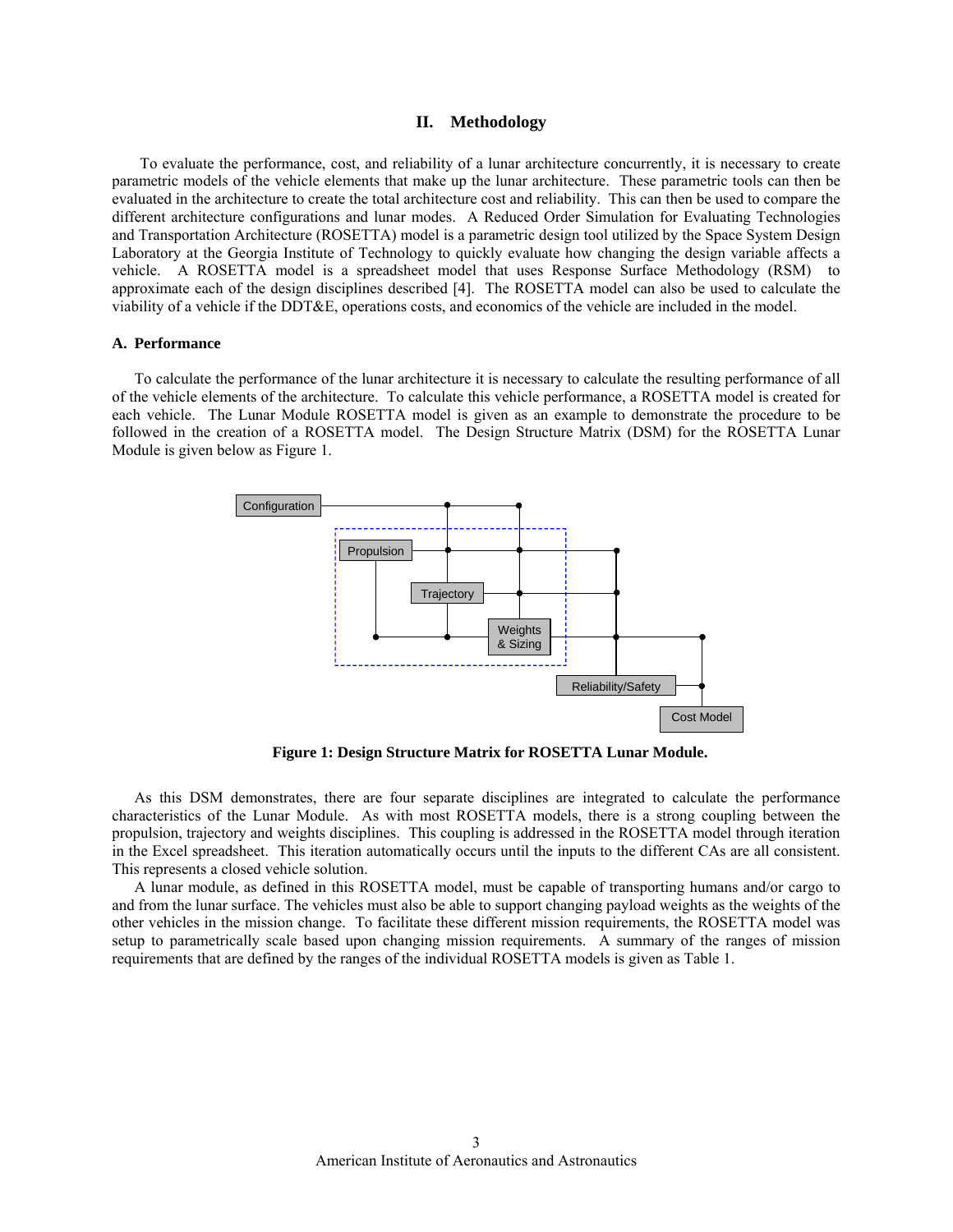## II. Methodology

To evaluate the performance, cost, and reliability of a lunar architecture concurrently, it is necessary to create parametric models of the vehicle elements that make up the lunar architecture. These parametric tools can then be evaluated in the architecture to create the total architecture cost and reliability. This can then be used to compare the different architecture configurations and lunar modes. A Reduced Order Simulation for Evaluating Technologies and Transportation Architecture (ROSETTA) model is a parametric design tool utilized by the Space System Design Laboratory at the Georgia Institute of Technology to quickly evaluate how changing the design variable affects a vehicle. A ROSETTA model is a spreadsheet model that uses Response Surface Methodology (RSM) to approximate each of the design disciplines described [4]. The ROSETTA model can also be used to calculate the viability of a vehicle if the DDT&E, operations costs, and economics of the vehicle are included in the model.

### A. Performance

To calculate the performance of the lunar architecture it is necessary to calculate the resulting performance of all of the vehicle elements of the architecture. To calculate this vehicle performance, a ROSETTA model is created for each vehicle. The Lunar Module ROSETTA model is given as an example to demonstrate the procedure to be followed in the creation of a ROSETTA model. The Design Structure Matrix (DSM) for the ROSETTA Lunar Module is given below as Figure 1.

Configuration

Propulsion

Trajectory

Weights & Sizing

Reliability/Safety

Cost Model

**Figure 1: Design Structure Matrix for ROSETTA Lunar Module.**

As this DSM demonstrates, there are four separate disciplines are integrated to calculate the performance characteristics of the Lunar Module. As with most ROSETTA models, there is a strong coupling between the propulsion, trajectory and weights disciplines. This coupling is addressed in the ROSETTA model through iteration in the Excel spreadsheet. This iteration automatically occurs until the inputs to the different CAs are all consistent. This represents a closed vehicle solution.

A lunar module, as defined in this ROSETTA model, must be capable of transporting humans and/or cargo to and from the lunar surface. The vehicles must also be able to support changing payload weights as the weights of the other vehicles in the mission change. To facilitate these different mission requirements, the ROSETTA model was setup to parametrically scale based upon changing mission requirements. A summary of the ranges of mission requirements that are defined by the ranges of the individual ROSETTA models is given as Table 1.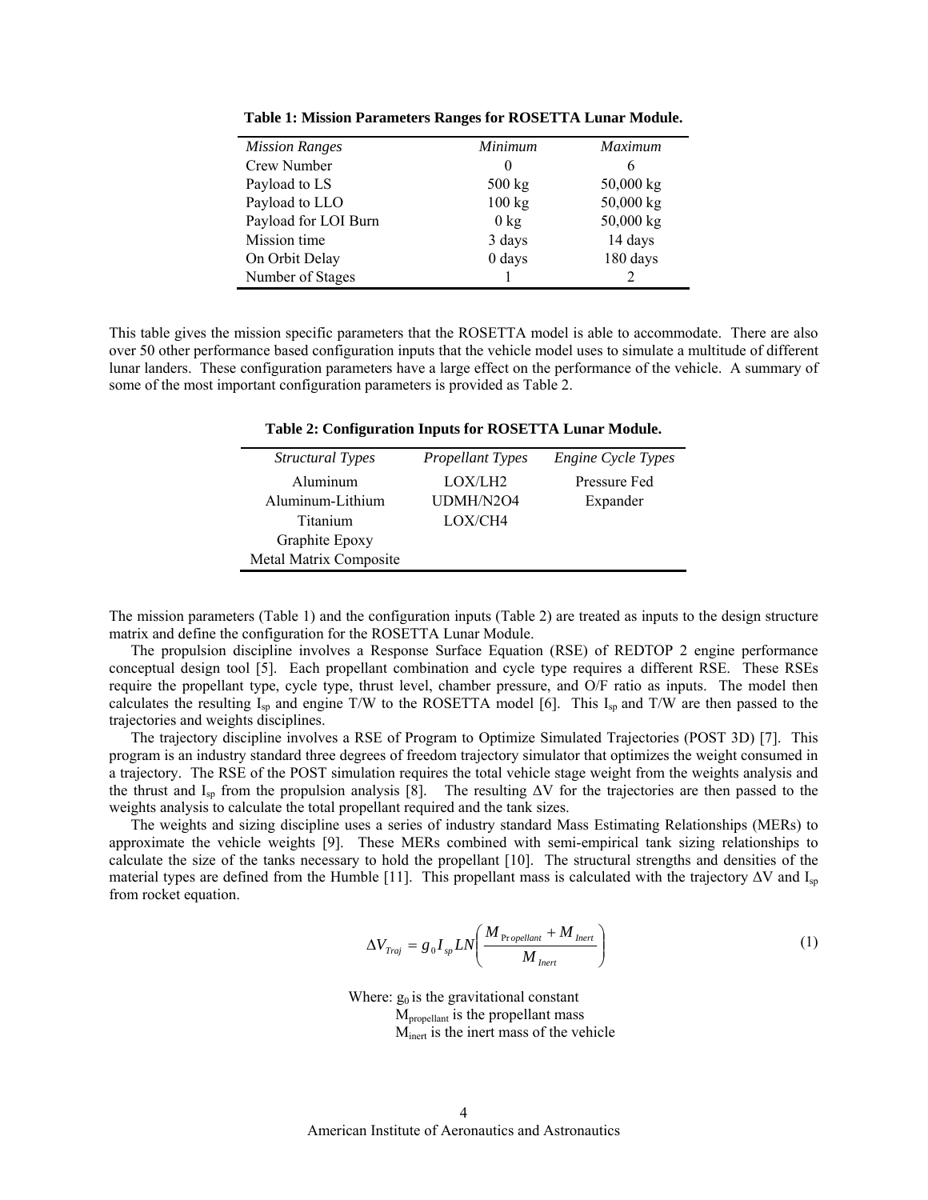**Table 1: Mission Parameters Ranges for ROSETTA Lunar Module.**

| *Mission Ranges* | *Minimum* | *Maximum* |
|---|---|---|
| Crew Number | 0 | 6 |
| Payload to LS | 500 kg | 50,000 kg |
| Payload to LLO | 100 kg | 50,000 kg |
| Payload for LOI Burn | 0 kg | 50,000 kg |
| Mission time | 3 days | 14 days |
| On Orbit Delay | 0 days | 180 days |
| Number of Stages | 1 | 2 |

This table gives the mission specific parameters that the ROSETTA model is able to accommodate. There are also over 50 other performance based configuration inputs that the vehicle model uses to simulate a multitude of different lunar landers. These configuration parameters have a large effect on the performance of the vehicle. A summary of some of the most important configuration parameters is provided as Table 2.

**Table 2: Configuration Inputs for ROSETTA Lunar Module.**

| *Structural Types* | *Propellant Types* | *Engine Cycle Types* |
|---|---|---|
| Aluminum | LOX/LH2 | Pressure Fed |
| Aluminum-Lithium | UDMH/N2O4 | Expander |
| Titanium | LOX/CH4 | |
| Graphite Epoxy | | |
| Metal Matrix Composite | | |

The mission parameters (Table 1) and the configuration inputs (Table 2) are treated as inputs to the design structure matrix and define the configuration for the ROSETTA Lunar Module.

The propulsion discipline involves a Response Surface Equation (RSE) of REDTOP 2 engine performance conceptual design tool [5]. Each propellant combination and cycle type requires a different RSE. These RSEs require the propellant type, cycle type, thrust level, chamber pressure, and O/F ratio as inputs. The model then calculates the resulting $I_{sp}$ and engine T/W to the ROSETTA model [6]. This $I_{sp}$ and T/W are then passed to the trajectories and weights disciplines.

The trajectory discipline involves a RSE of Program to Optimize Simulated Trajectories (POST 3D) [7]. This program is an industry standard three degrees of freedom trajectory simulator that optimizes the weight consumed in a trajectory. The RSE of the POST simulation requires the total vehicle stage weight from the weights analysis and the thrust and $I_{sp}$ from the propulsion analysis [8]. The resulting $\Delta V$ for the trajectories are then passed to the weights analysis to calculate the total propellant required and the tank sizes.

The weights and sizing discipline uses a series of industry standard Mass Estimating Relationships (MERs) to approximate the vehicle weights [9]. These MERs combined with semi-empirical tank sizing relationships to calculate the size of the tanks necessary to hold the propellant [10]. The structural strengths and densities of the material types are defined from the Humble [11]. This propellant mass is calculated with the trajectory $\Delta V$ and $I_{sp}$ from rocket equation.

$$\Delta V_{Traj} = g_0 I_{sp} LN\left(\frac{M_{Propellant} + M_{Inert}}{M_{Inert}}\right) \tag{1}$$

Where: $g_0$ is the gravitational constant
$M_{propellant}$ is the propellant mass
$M_{inert}$ is the inert mass of the vehicle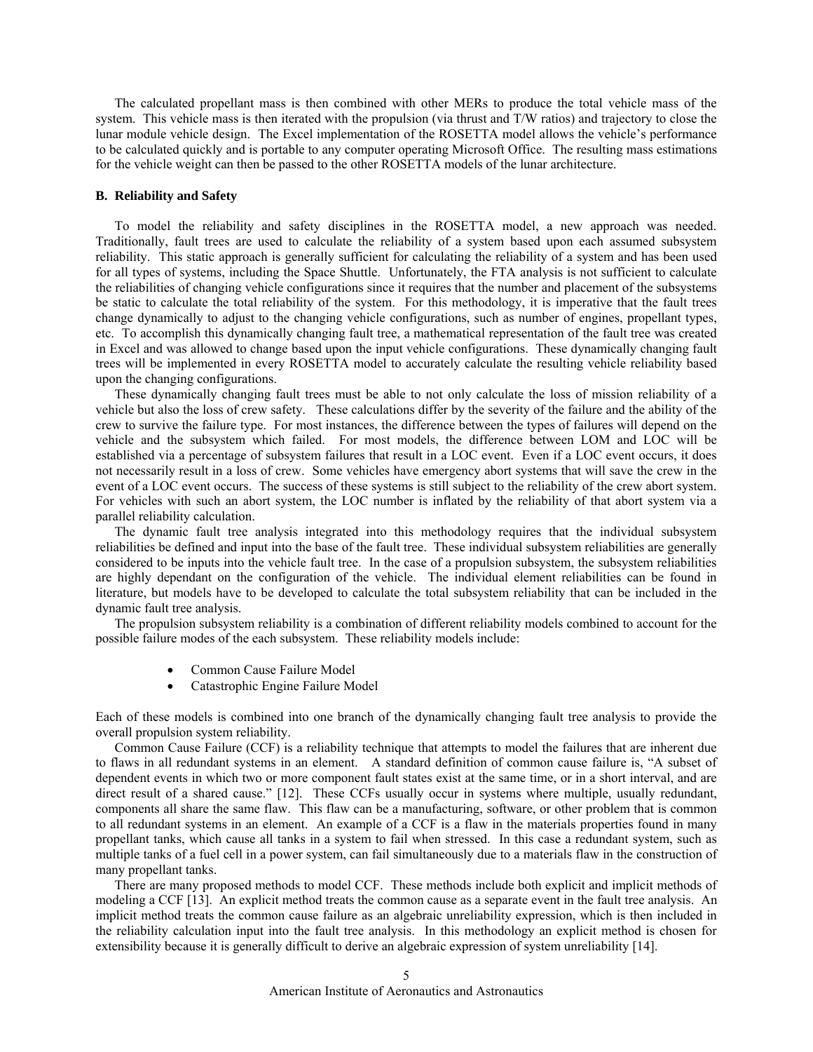The calculated propellant mass is then combined with other MERs to produce the total vehicle mass of the system. This vehicle mass is then iterated with the propulsion (via thrust and T/W ratios) and trajectory to close the lunar module vehicle design. The Excel implementation of the ROSETTA model allows the vehicle's performance to be calculated quickly and is portable to any computer operating Microsoft Office. The resulting mass estimations for the vehicle weight can then be passed to the other ROSETTA models of the lunar architecture.

### B. Reliability and Safety

To model the reliability and safety disciplines in the ROSETTA model, a new approach was needed. Traditionally, fault trees are used to calculate the reliability of a system based upon each assumed subsystem reliability. This static approach is generally sufficient for calculating the reliability of a system and has been used for all types of systems, including the Space Shuttle. Unfortunately, the FTA analysis is not sufficient to calculate the reliabilities of changing vehicle configurations since it requires that the number and placement of the subsystems be static to calculate the total reliability of the system. For this methodology, it is imperative that the fault trees change dynamically to adjust to the changing vehicle configurations, such as number of engines, propellant types, etc. To accomplish this dynamically changing fault tree, a mathematical representation of the fault tree was created in Excel and was allowed to change based upon the input vehicle configurations. These dynamically changing fault trees will be implemented in every ROSETTA model to accurately calculate the resulting vehicle reliability based upon the changing configurations.

These dynamically changing fault trees must be able to not only calculate the loss of mission reliability of a vehicle but also the loss of crew safety. These calculations differ by the severity of the failure and the ability of the crew to survive the failure type. For most instances, the difference between the types of failures will depend on the vehicle and the subsystem which failed. For most models, the difference between LOM and LOC will be established via a percentage of subsystem failures that result in a LOC event. Even if a LOC event occurs, it does not necessarily result in a loss of crew. Some vehicles have emergency abort systems that will save the crew in the event of a LOC event occurs. The success of these systems is still subject to the reliability of the crew abort system. For vehicles with such an abort system, the LOC number is inflated by the reliability of that abort system via a parallel reliability calculation.

The dynamic fault tree analysis integrated into this methodology requires that the individual subsystem reliabilities be defined and input into the base of the fault tree. These individual subsystem reliabilities are generally considered to be inputs into the vehicle fault tree. In the case of a propulsion subsystem, the subsystem reliabilities are highly dependant on the configuration of the vehicle. The individual element reliabilities can be found in literature, but models have to be developed to calculate the total subsystem reliability that can be included in the dynamic fault tree analysis.

The propulsion subsystem reliability is a combination of different reliability models combined to account for the possible failure modes of the each subsystem. These reliability models include:

- Common Cause Failure Model
- Catastrophic Engine Failure Model

Each of these models is combined into one branch of the dynamically changing fault tree analysis to provide the overall propulsion system reliability.

Common Cause Failure (CCF) is a reliability technique that attempts to model the failures that are inherent due to flaws in all redundant systems in an element. A standard definition of common cause failure is, "A subset of dependent events in which two or more component fault states exist at the same time, or in a short interval, and are direct result of a shared cause." [12]. These CCFs usually occur in systems where multiple, usually redundant, components all share the same flaw. This flaw can be a manufacturing, software, or other problem that is common to all redundant systems in an element. An example of a CCF is a flaw in the materials properties found in many propellant tanks, which cause all tanks in a system to fail when stressed. In this case a redundant system, such as multiple tanks of a fuel cell in a power system, can fail simultaneously due to a materials flaw in the construction of many propellant tanks.

There are many proposed methods to model CCF. These methods include both explicit and implicit methods of modeling a CCF [13]. An explicit method treats the common cause as a separate event in the fault tree analysis. An implicit method treats the common cause failure as an algebraic unreliability expression, which is then included in the reliability calculation input into the fault tree analysis. In this methodology an explicit method is chosen for extensibility because it is generally difficult to derive an algebraic expression of system unreliability [14].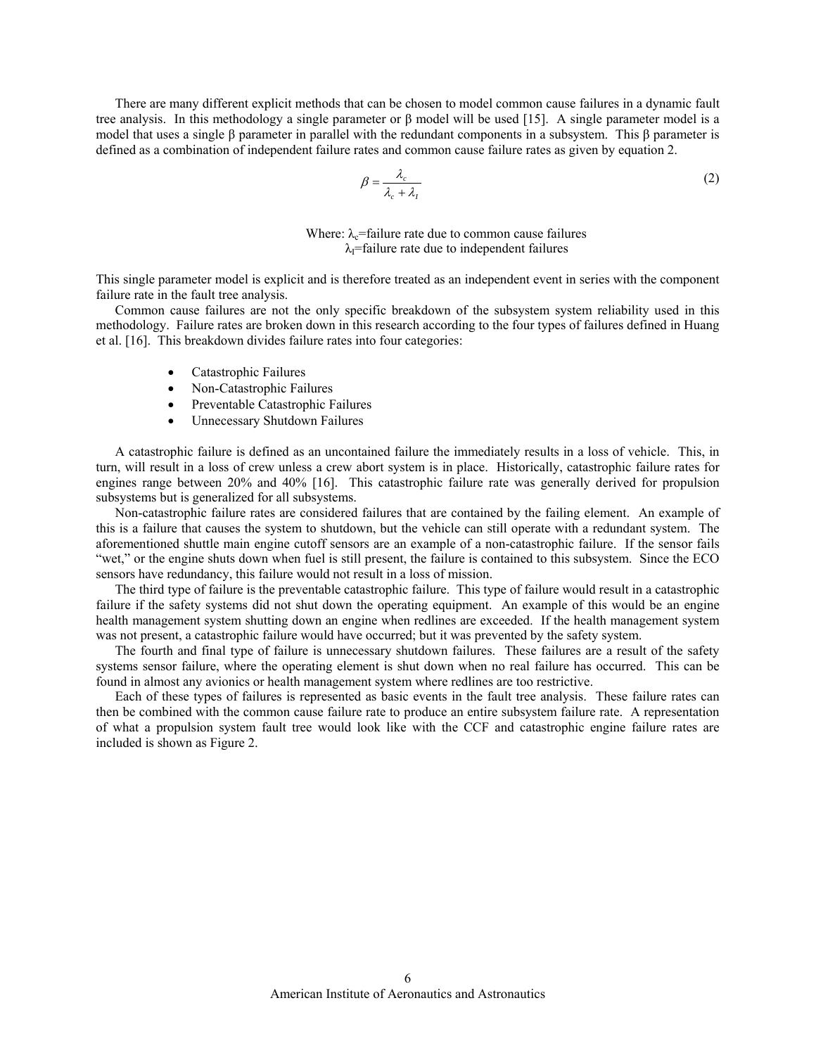There are many different explicit methods that can be chosen to model common cause failures in a dynamic fault tree analysis. In this methodology a single parameter or β model will be used [15]. A single parameter model is a model that uses a single β parameter in parallel with the redundant components in a subsystem. This β parameter is defined as a combination of independent failure rates and common cause failure rates as given by equation 2.

$$\beta = \frac{\lambda_c}{\lambda_c + \lambda_I} \tag{2}$$

Where: $\lambda_c$=failure rate due to common cause failures
$\lambda_I$=failure rate due to independent failures

This single parameter model is explicit and is therefore treated as an independent event in series with the component failure rate in the fault tree analysis.

Common cause failures are not the only specific breakdown of the subsystem system reliability used in this methodology. Failure rates are broken down in this research according to the four types of failures defined in Huang et al. [16]. This breakdown divides failure rates into four categories:

- Catastrophic Failures
- Non-Catastrophic Failures
- Preventable Catastrophic Failures
- Unnecessary Shutdown Failures

A catastrophic failure is defined as an uncontained failure the immediately results in a loss of vehicle. This, in turn, will result in a loss of crew unless a crew abort system is in place. Historically, catastrophic failure rates for engines range between 20% and 40% [16]. This catastrophic failure rate was generally derived for propulsion subsystems but is generalized for all subsystems.

Non-catastrophic failure rates are considered failures that are contained by the failing element. An example of this is a failure that causes the system to shutdown, but the vehicle can still operate with a redundant system. The aforementioned shuttle main engine cutoff sensors are an example of a non-catastrophic failure. If the sensor fails "wet," or the engine shuts down when fuel is still present, the failure is contained to this subsystem. Since the ECO sensors have redundancy, this failure would not result in a loss of mission.

The third type of failure is the preventable catastrophic failure. This type of failure would result in a catastrophic failure if the safety systems did not shut down the operating equipment. An example of this would be an engine health management system shutting down an engine when redlines are exceeded. If the health management system was not present, a catastrophic failure would have occurred; but it was prevented by the safety system.

The fourth and final type of failure is unnecessary shutdown failures. These failures are a result of the safety systems sensor failure, where the operating element is shut down when no real failure has occurred. This can be found in almost any avionics or health management system where redlines are too restrictive.

Each of these types of failures is represented as basic events in the fault tree analysis. These failure rates can then be combined with the common cause failure rate to produce an entire subsystem failure rate. A representation of what a propulsion system fault tree would look like with the CCF and catastrophic engine failure rates are included is shown as Figure 2.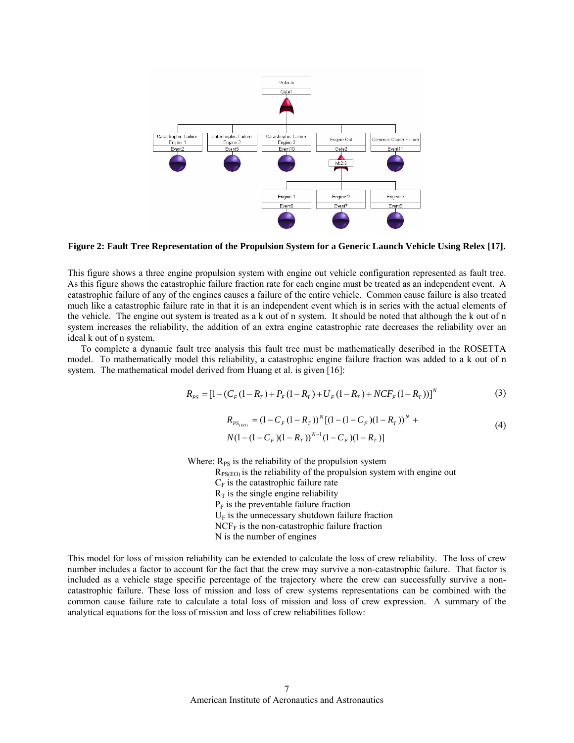Vehicle
Gate1

Catastrophic Failure Engine 1
Event2

Catastrophic Failure Engine 2
Event5

Catastrophic Failure Engine 3
Event10

Engine Out
Gate2

M:2:3

Common Cause Failure
Event11

Engine 1
Event6

Engine 2
Event7

Engine 3
Event8

**Figure 2: Fault Tree Representation of the Propulsion System for a Generic Launch Vehicle Using Relex [17].**

This figure shows a three engine propulsion system with engine out vehicle configuration represented as fault tree. As this figure shows the catastrophic failure fraction rate for each engine must be treated as an independent event. A catastrophic failure of any of the engines causes a failure of the entire vehicle. Common cause failure is also treated much like a catastrophic failure rate in that it is an independent event which is in series with the actual elements of the vehicle. The engine out system is treated as a k out of n system. It should be noted that although the k out of n system increases the reliability, the addition of an extra engine catastrophic rate decreases the reliability over an ideal k out of n system.

To complete a dynamic fault tree analysis this fault tree must be mathematically described in the ROSETTA model. To mathematically model this reliability, a catastrophic engine failure fraction was added to a k out of n system. The mathematical model derived from Huang et al. is given [16]:

$$R_{PS} = [1-(C_F(1-R_T)+P_F(1-R_T)+U_F(1-R_T)+NCF_F(1-R_T))]^N \tag{3}$$

$$R_{PS_{(EO)}} = (1-C_F(1-R_T))^N[(1-(1-C_F)(1-R_T))^N + N(1-(1-C_F)(1-R_T))^{N-1}(1-C_F)(1-R_T)] \tag{4}$$

Where: $R_{PS}$ is the reliability of the propulsion system
$R_{PS(EO)}$ is the reliability of the propulsion system with engine out
$C_F$ is the catastrophic failure rate
$R_T$ is the single engine reliability
$P_F$ is the preventable failure fraction
$U_F$ is the unnecessary shutdown failure fraction
$NCF_F$ is the non-catastrophic failure fraction
N is the number of engines

This model for loss of mission reliability can be extended to calculate the loss of crew reliability. The loss of crew number includes a factor to account for the fact that the crew may survive a non-catastrophic failure. That factor is included as a vehicle stage specific percentage of the trajectory where the crew can successfully survive a non-catastrophic failure. These loss of mission and loss of crew systems representations can be combined with the common cause failure rate to calculate a total loss of mission and loss of crew expression. A summary of the analytical equations for the loss of mission and loss of crew reliabilities follow: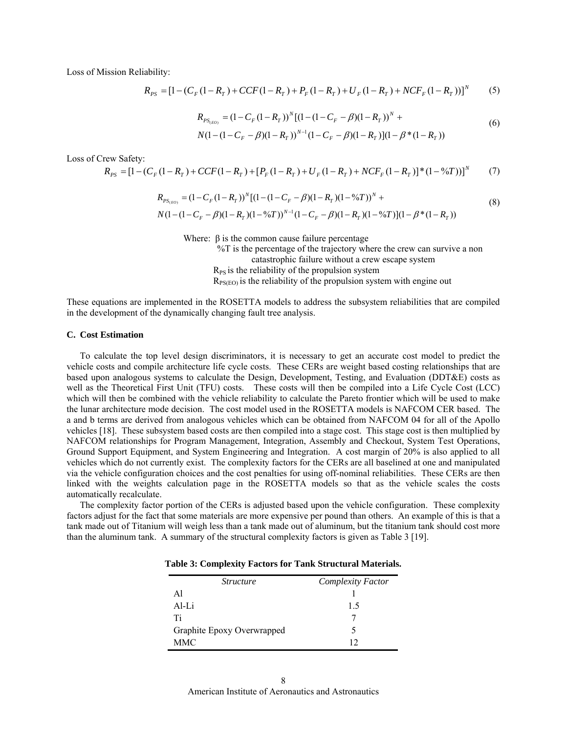Loss of Mission Reliability:

$$R_{PS} = [1-(C_F(1-R_T)+CCF(1-R_T)+P_F(1-R_T)+U_F(1-R_T)+NCF_F(1-R_T))]^N \tag{5}$$

$$\begin{aligned} R_{PS_{(EO)}} &= (1-C_F(1-R_T))^N[(1-(1-C_F-\beta)(1-R_T))^N + \\ &N(1-(1-C_F-\beta)(1-R_T))^{N-1}(1-C_F-\beta)(1-R_T)](1-\beta*(1-R_T)) \end{aligned} \tag{6}$$

Loss of Crew Safety:

$$R_{PS} = [1-(C_F(1-R_T)+CCF(1-R_T)+[P_F(1-R_T)+U_F(1-R_T)+NCF_F(1-R_T)]*(1-\%T))]^N \tag{7}$$

$$\begin{aligned} R_{PS_{(EO)}} &= (1-C_F(1-R_T))^N[(1-(1-C_F-\beta)(1-R_T)(1-\%T))^N + \\ &N(1-(1-C_F-\beta)(1-R_T)(1-\%T))^{N-1}(1-C_F-\beta)(1-R_T)(1-\%T)](1-\beta*(1-R_T)) \end{aligned} \tag{8}$$

Where: $\beta$ is the common cause failure percentage
%T is the percentage of the trajectory where the crew can survive a non catastrophic failure without a crew escape system
$R_{PS}$ is the reliability of the propulsion system
$R_{PS(EO)}$ is the reliability of the propulsion system with engine out

These equations are implemented in the ROSETTA models to address the subsystem reliabilities that are compiled in the development of the dynamically changing fault tree analysis.

### C. Cost Estimation

To calculate the top level design discriminators, it is necessary to get an accurate cost model to predict the vehicle costs and compile architecture life cycle costs. These CERs are weight based costing relationships that are based upon analogous systems to calculate the Design, Development, Testing, and Evaluation (DDT&E) costs as well as the Theoretical First Unit (TFU) costs. These costs will then be compiled into a Life Cycle Cost (LCC) which will then be combined with the vehicle reliability to calculate the Pareto frontier which will be used to make the lunar architecture mode decision. The cost model used in the ROSETTA models is NAFCOM CER based. The a and b terms are derived from analogous vehicles which can be obtained from NAFCOM 04 for all of the Apollo vehicles [18]. These subsystem based costs are then compiled into a stage cost. This stage cost is then multiplied by NAFCOM relationships for Program Management, Integration, Assembly and Checkout, System Test Operations, Ground Support Equipment, and System Engineering and Integration. A cost margin of 20% is also applied to all vehicles which do not currently exist. The complexity factors for the CERs are all baselined at one and manipulated via the vehicle configuration choices and the cost penalties for using off-nominal reliabilities. These CERs are then linked with the weights calculation page in the ROSETTA models so that as the vehicle scales the costs automatically recalculate.

The complexity factor portion of the CERs is adjusted based upon the vehicle configuration. These complexity factors adjust for the fact that some materials are more expensive per pound than others. An example of this is that a tank made out of Titanium will weigh less than a tank made out of aluminum, but the titanium tank should cost more than the aluminum tank. A summary of the structural complexity factors is given as Table 3 [19].

**Table 3: Complexity Factors for Tank Structural Materials.**

| *Structure* | *Complexity Factor* |
|---|---|
| Al | 1 |
| Al-Li | 1.5 |
| Ti | 7 |
| Graphite Epoxy Overwrapped | 5 |
| MMC | 12 |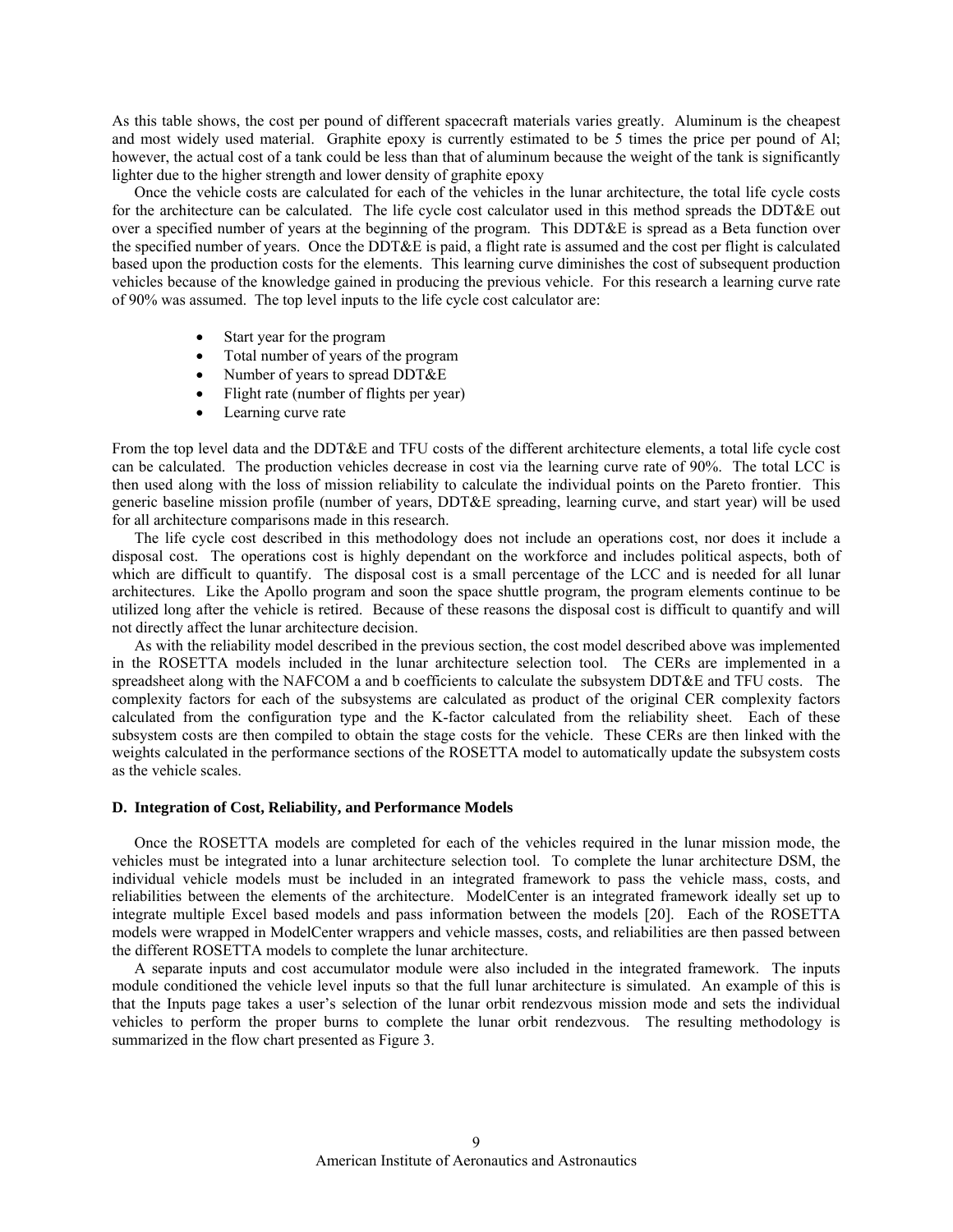As this table shows, the cost per pound of different spacecraft materials varies greatly. Aluminum is the cheapest and most widely used material. Graphite epoxy is currently estimated to be 5 times the price per pound of Al; however, the actual cost of a tank could be less than that of aluminum because the weight of the tank is significantly lighter due to the higher strength and lower density of graphite epoxy

Once the vehicle costs are calculated for each of the vehicles in the lunar architecture, the total life cycle costs for the architecture can be calculated. The life cycle cost calculator used in this method spreads the DDT&E out over a specified number of years at the beginning of the program. This DDT&E is spread as a Beta function over the specified number of years. Once the DDT&E is paid, a flight rate is assumed and the cost per flight is calculated based upon the production costs for the elements. This learning curve diminishes the cost of subsequent production vehicles because of the knowledge gained in producing the previous vehicle. For this research a learning curve rate of 90% was assumed. The top level inputs to the life cycle cost calculator are:

- Start year for the program
- Total number of years of the program
- Number of years to spread DDT&E
- Flight rate (number of flights per year)
- Learning curve rate

From the top level data and the DDT&E and TFU costs of the different architecture elements, a total life cycle cost can be calculated. The production vehicles decrease in cost via the learning curve rate of 90%. The total LCC is then used along with the loss of mission reliability to calculate the individual points on the Pareto frontier. This generic baseline mission profile (number of years, DDT&E spreading, learning curve, and start year) will be used for all architecture comparisons made in this research.

The life cycle cost described in this methodology does not include an operations cost, nor does it include a disposal cost. The operations cost is highly dependant on the workforce and includes political aspects, both of which are difficult to quantify. The disposal cost is a small percentage of the LCC and is needed for all lunar architectures. Like the Apollo program and soon the space shuttle program, the program elements continue to be utilized long after the vehicle is retired. Because of these reasons the disposal cost is difficult to quantify and will not directly affect the lunar architecture decision.

As with the reliability model described in the previous section, the cost model described above was implemented in the ROSETTA models included in the lunar architecture selection tool. The CERs are implemented in a spreadsheet along with the NAFCOM a and b coefficients to calculate the subsystem DDT&E and TFU costs. The complexity factors for each of the subsystems are calculated as product of the original CER complexity factors calculated from the configuration type and the K-factor calculated from the reliability sheet. Each of these subsystem costs are then compiled to obtain the stage costs for the vehicle. These CERs are then linked with the weights calculated in the performance sections of the ROSETTA model to automatically update the subsystem costs as the vehicle scales.

### D. Integration of Cost, Reliability, and Performance Models

Once the ROSETTA models are completed for each of the vehicles required in the lunar mission mode, the vehicles must be integrated into a lunar architecture selection tool. To complete the lunar architecture DSM, the individual vehicle models must be included in an integrated framework to pass the vehicle mass, costs, and reliabilities between the elements of the architecture. ModelCenter is an integrated framework ideally set up to integrate multiple Excel based models and pass information between the models [20]. Each of the ROSETTA models were wrapped in ModelCenter wrappers and vehicle masses, costs, and reliabilities are then passed between the different ROSETTA models to complete the lunar architecture.

A separate inputs and cost accumulator module were also included in the integrated framework. The inputs module conditioned the vehicle level inputs so that the full lunar architecture is simulated. An example of this is that the Inputs page takes a user's selection of the lunar orbit rendezvous mission mode and sets the individual vehicles to perform the proper burns to complete the lunar orbit rendezvous. The resulting methodology is summarized in the flow chart presented as Figure 3.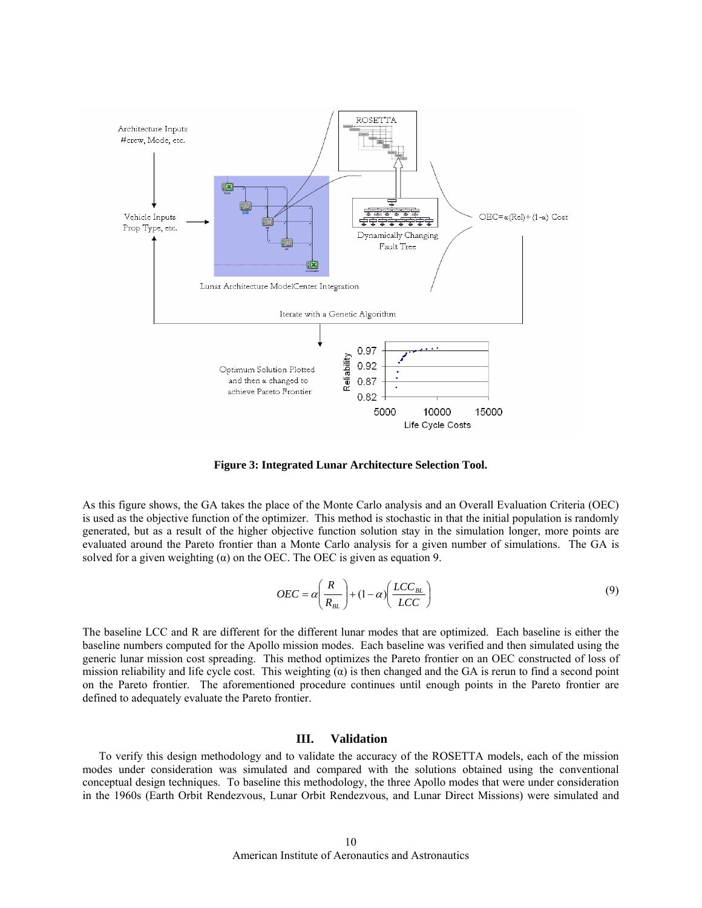Architecture Inputs
#crew, Mode, etc.

Vehicle Inputs
Prop Type, etc.

ROSETTA

Dynamically Changing
Fault Tree

OEC=α(Rel)+(1-α) Cost

Lunar Architecture ModelCenter Integration

Iterate with a Genetic Algorithm

Optimum Solution Plotted
and then α changed to
achieve Pareto Frontier

Reliability
0.97
0.92
0.87
0.82
5000
10000
15000
Life Cycle Costs

**Figure 3: Integrated Lunar Architecture Selection Tool.**

As this figure shows, the GA takes the place of the Monte Carlo analysis and an Overall Evaluation Criteria (OEC) is used as the objective function of the optimizer. This method is stochastic in that the initial population is randomly generated, but as a result of the higher objective function solution stay in the simulation longer, more points are evaluated around the Pareto frontier than a Monte Carlo analysis for a given number of simulations. The GA is solved for a given weighting (α) on the OEC. The OEC is given as equation 9.

$$OEC = \alpha\left(\frac{R}{R_{BL}}\right) + (1-\alpha)\left(\frac{LCC_{BL}}{LCC}\right) \tag{9}$$

The baseline LCC and R are different for the different lunar modes that are optimized. Each baseline is either the baseline numbers computed for the Apollo mission modes. Each baseline was verified and then simulated using the generic lunar mission cost spreading. This method optimizes the Pareto frontier on an OEC constructed of loss of mission reliability and life cycle cost. This weighting (α) is then changed and the GA is rerun to find a second point on the Pareto frontier. The aforementioned procedure continues until enough points in the Pareto frontier are defined to adequately evaluate the Pareto frontier.

## III. Validation

To verify this design methodology and to validate the accuracy of the ROSETTA models, each of the mission modes under consideration was simulated and compared with the solutions obtained using the conventional conceptual design techniques. To baseline this methodology, the three Apollo modes that were under consideration in the 1960s (Earth Orbit Rendezvous, Lunar Orbit Rendezvous, and Lunar Direct Missions) were simulated and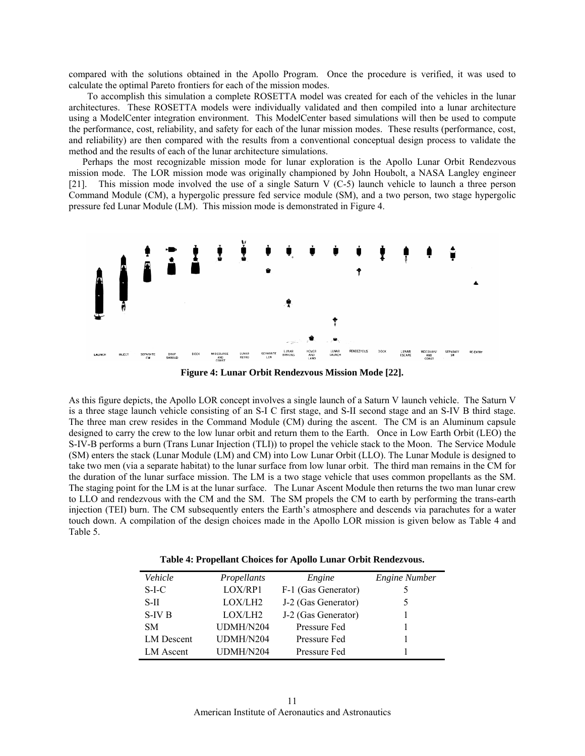compared with the solutions obtained in the Apollo Program. Once the procedure is verified, it was used to calculate the optimal Pareto frontiers for each of the mission modes.

To accomplish this simulation a complete ROSETTA model was created for each of the vehicles in the lunar architectures. These ROSETTA models were individually validated and then compiled into a lunar architecture using a ModelCenter integration environment. This ModelCenter based simulations will then be used to compute the performance, cost, reliability, and safety for each of the lunar mission modes. These results (performance, cost, and reliability) are then compared with the results from a conventional conceptual design process to validate the method and the results of each of the lunar architecture simulations.

Perhaps the most recognizable mission mode for lunar exploration is the Apollo Lunar Orbit Rendezvous mission mode. The LOR mission mode was originally championed by John Houbolt, a NASA Langley engineer [21]. This mission mode involved the use of a single Saturn V (C-5) launch vehicle to launch a three person Command Module (CM), a hypergolic pressure fed service module (SM), and a two person, two stage hypergolic pressure fed Lunar Module (LM). This mission mode is demonstrated in Figure 4.

**Figure 4: Lunar Orbit Rendezvous Mission Mode [22].**

As this figure depicts, the Apollo LOR concept involves a single launch of a Saturn V launch vehicle. The Saturn V is a three stage launch vehicle consisting of an S-I C first stage, and S-II second stage and an S-IV B third stage. The three man crew resides in the Command Module (CM) during the ascent. The CM is an Aluminum capsule designed to carry the crew to the low lunar orbit and return them to the Earth. Once in Low Earth Orbit (LEO) the S-IV-B performs a burn (Trans Lunar Injection (TLI)) to propel the vehicle stack to the Moon. The Service Module (SM) enters the stack (Lunar Module (LM) and CM) into Low Lunar Orbit (LLO). The Lunar Module is designed to take two men (via a separate habitat) to the lunar surface from low lunar orbit. The third man remains in the CM for the duration of the lunar surface mission. The LM is a two stage vehicle that uses common propellants as the SM. The staging point for the LM is at the lunar surface. The Lunar Ascent Module then returns the two man lunar crew to LLO and rendezvous with the CM and the SM. The SM propels the CM to earth by performing the trans-earth injection (TEI) burn. The CM subsequently enters the Earth's atmosphere and descends via parachutes for a water touch down. A compilation of the design choices made in the Apollo LOR mission is given below as Table 4 and Table 5.

**Table 4: Propellant Choices for Apollo Lunar Orbit Rendezvous.**

| *Vehicle* | *Propellants* | *Engine* | *Engine Number* |
|---|---|---|---|
| S-I-C | LOX/RP1 | F-1 (Gas Generator) | 5 |
| S-II | LOX/LH2 | J-2 (Gas Generator) | 5 |
| S-IV B | LOX/LH2 | J-2 (Gas Generator) | 1 |
| SM | UDMH/N204 | Pressure Fed | 1 |
| LM Descent | UDMH/N204 | Pressure Fed | 1 |
| LM Ascent | UDMH/N204 | Pressure Fed | 1 |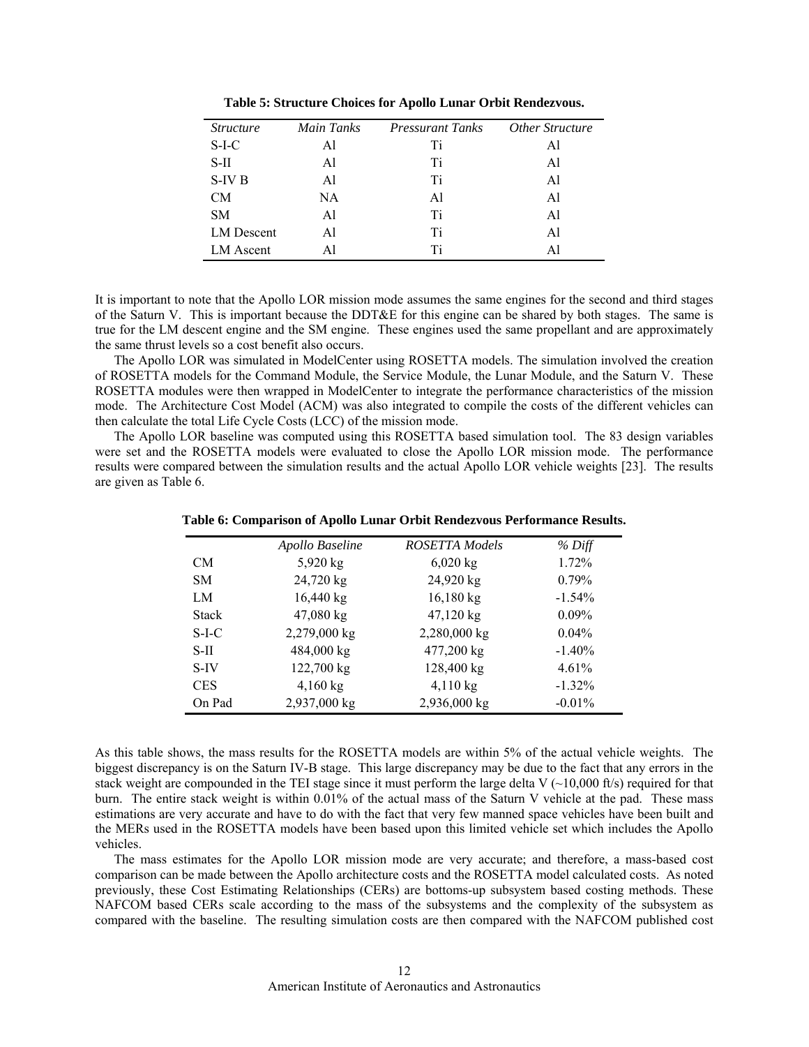**Table 5: Structure Choices for Apollo Lunar Orbit Rendezvous.**

| *Structure* | *Main Tanks* | *Pressurant Tanks* | *Other Structure* |
|---|---|---|---|
| S-I-C | Al | Ti | Al |
| S-II | Al | Ti | Al |
| S-IV B | Al | Ti | Al |
| CM | NA | Al | Al |
| SM | Al | Ti | Al |
| LM Descent | Al | Ti | Al |
| LM Ascent | Al | Ti | Al |

It is important to note that the Apollo LOR mission mode assumes the same engines for the second and third stages of the Saturn V. This is important because the DDT&E for this engine can be shared by both stages. The same is true for the LM descent engine and the SM engine. These engines used the same propellant and are approximately the same thrust levels so a cost benefit also occurs.

The Apollo LOR was simulated in ModelCenter using ROSETTA models. The simulation involved the creation of ROSETTA models for the Command Module, the Service Module, the Lunar Module, and the Saturn V. These ROSETTA modules were then wrapped in ModelCenter to integrate the performance characteristics of the mission mode. The Architecture Cost Model (ACM) was also integrated to compile the costs of the different vehicles can then calculate the total Life Cycle Costs (LCC) of the mission mode.

The Apollo LOR baseline was computed using this ROSETTA based simulation tool. The 83 design variables were set and the ROSETTA models were evaluated to close the Apollo LOR mission mode. The performance results were compared between the simulation results and the actual Apollo LOR vehicle weights [23]. The results are given as Table 6.

**Table 6: Comparison of Apollo Lunar Orbit Rendezvous Performance Results.**

| | *Apollo Baseline* | *ROSETTA Models* | *% Diff* |
|---|---|---|---|
| CM | 5,920 kg | 6,020 kg | 1.72% |
| SM | 24,720 kg | 24,920 kg | 0.79% |
| LM | 16,440 kg | 16,180 kg | -1.54% |
| Stack | 47,080 kg | 47,120 kg | 0.09% |
| S-I-C | 2,279,000 kg | 2,280,000 kg | 0.04% |
| S-II | 484,000 kg | 477,200 kg | -1.40% |
| S-IV | 122,700 kg | 128,400 kg | 4.61% |
| CES | 4,160 kg | 4,110 kg | -1.32% |
| On Pad | 2,937,000 kg | 2,936,000 kg | -0.01% |

As this table shows, the mass results for the ROSETTA models are within 5% of the actual vehicle weights. The biggest discrepancy is on the Saturn IV-B stage. This large discrepancy may be due to the fact that any errors in the stack weight are compounded in the TEI stage since it must perform the large delta V (~10,000 ft/s) required for that burn. The entire stack weight is within 0.01% of the actual mass of the Saturn V vehicle at the pad. These mass estimations are very accurate and have to do with the fact that very few manned space vehicles have been built and the MERs used in the ROSETTA models have been based upon this limited vehicle set which includes the Apollo vehicles.

The mass estimates for the Apollo LOR mission mode are very accurate; and therefore, a mass-based cost comparison can be made between the Apollo architecture costs and the ROSETTA model calculated costs. As noted previously, these Cost Estimating Relationships (CERs) are bottoms-up subsystem based costing methods. These NAFCOM based CERs scale according to the mass of the subsystems and the complexity of the subsystem as compared with the baseline. The resulting simulation costs are then compared with the NAFCOM published cost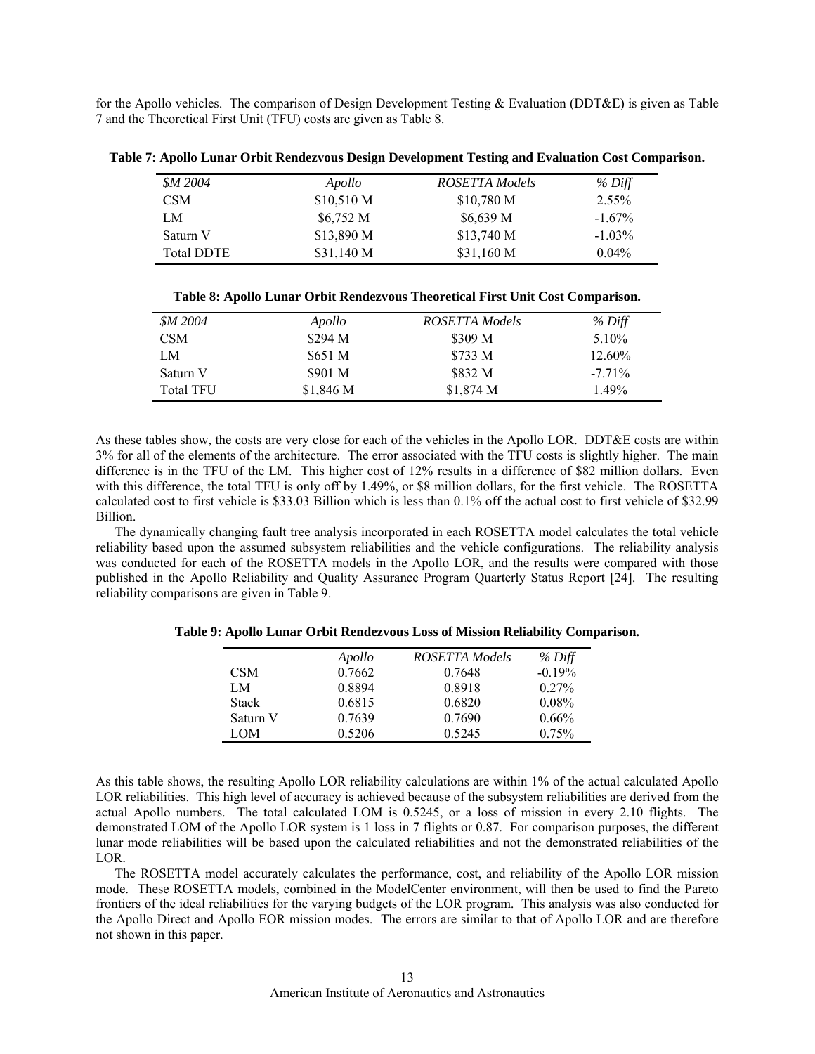for the Apollo vehicles. The comparison of Design Development Testing & Evaluation (DDT&E) is given as Table 7 and the Theoretical First Unit (TFU) costs are given as Table 8.

**Table 7: Apollo Lunar Orbit Rendezvous Design Development Testing and Evaluation Cost Comparison.**

| *$M 2004* | *Apollo* | *ROSETTA Models* | *% Diff* |
|---|---|---|---|
| CSM | $10,510 M | $10,780 M | 2.55% |
| LM | $6,752 M | $6,639 M | -1.67% |
| Saturn V | $13,890 M | $13,740 M | -1.03% |
| Total DDTE | $31,140 M | $31,160 M | 0.04% |

**Table 8: Apollo Lunar Orbit Rendezvous Theoretical First Unit Cost Comparison.**

| *$M 2004* | *Apollo* | *ROSETTA Models* | *% Diff* |
|---|---|---|---|
| CSM | $294 M | $309 M | 5.10% |
| LM | $651 M | $733 M | 12.60% |
| Saturn V | $901 M | $832 M | -7.71% |
| Total TFU | $1,846 M | $1,874 M | 1.49% |

As these tables show, the costs are very close for each of the vehicles in the Apollo LOR. DDT&E costs are within 3% for all of the elements of the architecture. The error associated with the TFU costs is slightly higher. The main difference is in the TFU of the LM. This higher cost of 12% results in a difference of $82 million dollars. Even with this difference, the total TFU is only off by 1.49%, or $8 million dollars, for the first vehicle. The ROSETTA calculated cost to first vehicle is $33.03 Billion which is less than 0.1% off the actual cost to first vehicle of $32.99 Billion.

The dynamically changing fault tree analysis incorporated in each ROSETTA model calculates the total vehicle reliability based upon the assumed subsystem reliabilities and the vehicle configurations. The reliability analysis was conducted for each of the ROSETTA models in the Apollo LOR, and the results were compared with those published in the Apollo Reliability and Quality Assurance Program Quarterly Status Report [24]. The resulting reliability comparisons are given in Table 9.

**Table 9: Apollo Lunar Orbit Rendezvous Loss of Mission Reliability Comparison.**

| | *Apollo* | *ROSETTA Models* | *% Diff* |
|---|---|---|---|
| CSM | 0.7662 | 0.7648 | -0.19% |
| LM | 0.8894 | 0.8918 | 0.27% |
| Stack | 0.6815 | 0.6820 | 0.08% |
| Saturn V | 0.7639 | 0.7690 | 0.66% |
| LOM | 0.5206 | 0.5245 | 0.75% |

As this table shows, the resulting Apollo LOR reliability calculations are within 1% of the actual calculated Apollo LOR reliabilities. This high level of accuracy is achieved because of the subsystem reliabilities are derived from the actual Apollo numbers. The total calculated LOM is 0.5245, or a loss of mission in every 2.10 flights. The demonstrated LOM of the Apollo LOR system is 1 loss in 7 flights or 0.87. For comparison purposes, the different lunar mode reliabilities will be based upon the calculated reliabilities and not the demonstrated reliabilities of the LOR.

The ROSETTA model accurately calculates the performance, cost, and reliability of the Apollo LOR mission mode. These ROSETTA models, combined in the ModelCenter environment, will then be used to find the Pareto frontiers of the ideal reliabilities for the varying budgets of the LOR program. This analysis was also conducted for the Apollo Direct and Apollo EOR mission modes. The errors are similar to that of Apollo LOR and are therefore not shown in this paper.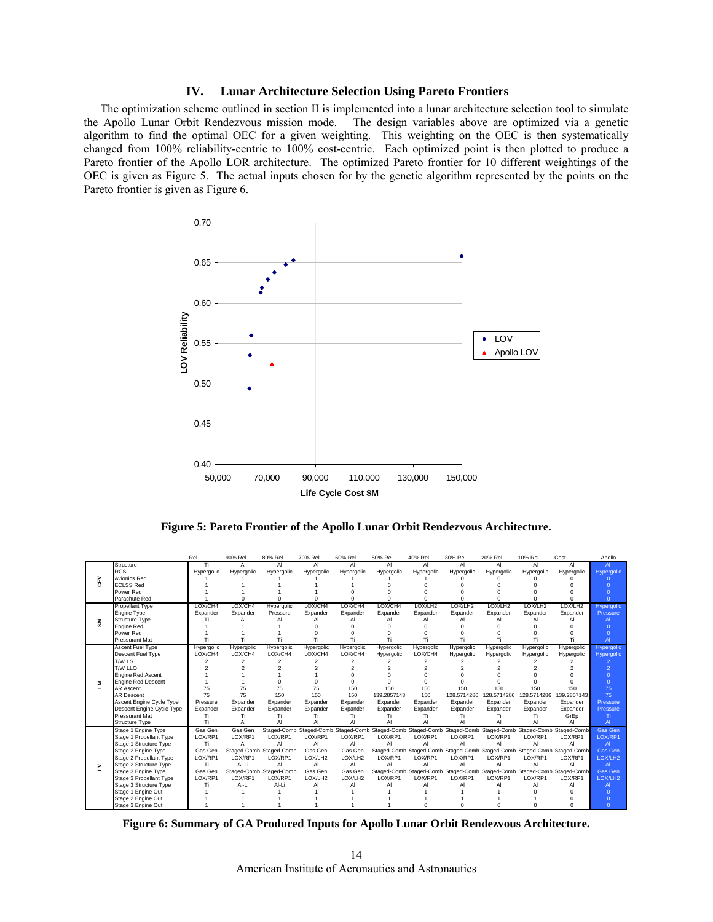# IV. Lunar Architecture Selection Using Pareto Frontiers

The optimization scheme outlined in section II is implemented into a lunar architecture selection tool to simulate the Apollo Lunar Orbit Rendezvous mission mode. The design variables above are optimized via a genetic algorithm to find the optimal OEC for a given weighting. This weighting on the OEC is then systematically changed from 100% reliability-centric to 100% cost-centric. Each optimized point is then plotted to produce a Pareto frontier of the Apollo LOR architecture. The optimized Pareto frontier for 10 different weightings of the OEC is given as Figure 5. The actual inputs chosen for by the genetic algorithm represented by the points on the Pareto frontier is given as Figure 6.

LOV Reliability
0.70
0.65
0.60
0.55
0.50
0.45
0.40
50,000
70,000
90,000
110,000
130,000
150,000
Life Cycle Cost $M
LOV
Apollo LOV

**Figure 5: Pareto Frontier of the Apollo Lunar Orbit Rendezvous Architecture.**

| | | Rel | 90% Rel | 80% Rel | 70% Rel | 60% Rel | 50% Rel | 40% Rel | 30% Rel | 20% Rel | 10% Rel | Cost | Apollo |
|---|---|---|---|---|---|---|---|---|---|---|---|---|---|
| CEV | Structure | Ti | Al | Al | Al | Al | Al | Al | Al | Al | Al | Al | Al |
| | RCS | Hypergolic | Hypergolic | Hypergolic | Hypergolic | Hypergolic | Hypergolic | Hypergolic | Hypergolic | Hypergolic | Hypergolic | Hypergolic | Hypergolic |
| | Avionics Red | 1 | 1 | 1 | 1 | 1 | 1 | 1 | 0 | 0 | 0 | 0 | 0 |
| | ECLSS Red | 1 | 1 | 1 | 1 | 1 | 0 | 0 | 0 | 0 | 0 | 0 | 0 |
| | Power Red | 1 | 1 | 1 | 1 | 0 | 0 | 0 | 0 | 0 | 0 | 0 | 0 |
| | Parachute Red | 1 | 0 | 0 | 0 | 0 | 0 | 0 | 0 | 0 | 0 | 0 | 0 |
| SM | Propellant Type | LOX/CH4 | LOX/CH4 | Hypergolic | LOX/CH4 | LOX/CH4 | LOX/CH4 | LOX/LH2 | LOX/LH2 | LOX/LH2 | LOX/LH2 | LOX/LH2 | Hypergolic |
| | Engine Type | Expander | Expander | Pressure | Expander | Expander | Expander | Expander | Expander | Expander | Expander | Expander | Pressure |
| | Structure Type | Ti | Al | Al | Al | Al | Al | Al | Al | Al | Al | Al | Al |
| | Engine Red | 1 | 1 | 1 | 0 | 0 | 0 | 0 | 0 | 0 | 0 | 0 | 0 |
| | Power Red | 1 | 1 | 1 | 0 | 0 | 0 | 0 | 0 | 0 | 0 | 0 | 0 |
| | Pressurant Mat | Ti | Ti | Ti | Ti | Ti | Ti | Ti | Ti | Ti | Ti | Ti | Al |
| LM | Ascent Fuel Type | Hypergolic | Hypergolic | Hypergolic | Hypergolic | Hypergolic | Hypergolic | Hypergolic | Hypergolic | Hypergolic | Hypergolic | Hypergolic | Hypergolic |
| | Descent Fuel Type | LOX/CH4 | LOX/CH4 | LOX/CH4 | LOX/CH4 | LOX/CH4 | Hypergolic | LOX/CH4 | Hypergolic | Hypergolic | Hypergolic | Hypergolic | Hypergolic |
| | T/W LS | 2 | 2 | 2 | 2 | 2 | 2 | 2 | 2 | 2 | 2 | 2 | 2 |
| | T/W LLO | 2 | 2 | 2 | 2 | 2 | 2 | 2 | 2 | 2 | 2 | 2 | 2 |
| | Engine Red Ascent | 1 | 1 | 1 | 1 | 0 | 0 | 0 | 0 | 0 | 0 | 0 | 0 |
| | Engine Red Descent | 1 | 1 | 0 | 0 | 0 | 0 | 0 | 0 | 0 | 0 | 0 | 0 |
| | AR Ascent | 75 | 75 | 75 | 75 | 150 | 150 | 150 | 150 | 150 | 150 | 150 | 75 |
| | AR Descent | 75 | 75 | 150 | 150 | 150 | 139.2857143 | 150 | 128.5714286 | 128.5714286 | 128.5714286 | 139.2857143 | 75 |
| | Ascent Engine Cycle Type | Pressure | Expander | Expander | Expander | Expander | Expander | Expander | Expander | Expander | Expander | Expander | Pressure |
| | Descent Engine Cycle Type | Expander | Expander | Expander | Expander | Expander | Expander | Expander | Expander | Expander | Expander | Expander | Pressure |
| | Pressurant Mat | Ti | Ti | Ti | Ti | Ti | Ti | Ti | Ti | Ti | Ti | GrEp | Ti |
| | Structure Type | Ti | Al | Al | Al | Al | Al | Al | Al | Al | Al | Al | Al |
| LV | Stage 1 Engine Type | Gas Gen | Gas Gen | Staged-Comb | Staged-Comb | Staged-Comb | Staged-Comb | Staged-Comb | Staged-Comb | Staged-Comb | Staged-Comb | Staged-Comb | Gas Gen |
| | Stage 1 Propellant Type | LOX/RP1 | LOX/RP1 | LOX/RP1 | LOX/RP1 | LOX/RP1 | LOX/RP1 | LOX/RP1 | LOX/RP1 | LOX/RP1 | LOX/RP1 | LOX/RP1 | LOX/RP1 |
| | Stage 1 Structure Type | Ti | Al | Al | Al | Al | Al | Al | Al | Al | Al | Al | Al |
| | Stage 2 Engine Type | Gas Gen | Staged-Comb | Staged-Comb | Gas Gen | Gas Gen | Staged-Comb | Staged-Comb | Staged-Comb | Staged-Comb | Staged-Comb | Staged-Comb | Gas Gen |
| | Stage 2 Propellant Type | LOX/RP1 | LOX/RP1 | LOX/RP1 | LOX/LH2 | LOX/LH2 | LOX/RP1 | LOX/RP1 | LOX/RP1 | LOX/RP1 | LOX/RP1 | LOX/RP1 | LOX/LH2 |
| | Stage 2 Structure Type | Ti | Al-Li | Al | Al | Al | Al | Al | Al | Al | Al | Al | Al |
| | Stage 3 Engine Type | Gas Gen | Staged-Comb | Staged-Comb | Gas Gen | Gas Gen | Staged-Comb | Staged-Comb | Staged-Comb | Staged-Comb | Staged-Comb | Staged-Comb | Gas Gen |
| | Stage 3 Propellant Type | LOX/RP1 | LOX/RP1 | LOX/RP1 | LOX/LH2 | LOX/LH2 | LOX/RP1 | LOX/RP1 | LOX/RP1 | LOX/RP1 | LOX/RP1 | LOX/RP1 | LOX/LH2 |
| | Stage 3 Structure Type | Ti | Al-Li | Al-Li | Al | Al | Al | Al | Al | Al | Al | Al | Al |
| | Stage 1 Engine Out | 1 | 1 | 1 | 1 | 1 | 1 | 1 | 1 | 1 | 0 | 0 | 0 |
| | Stage 2 Engine Out | 1 | 1 | 1 | 1 | 1 | 1 | 1 | 1 | 1 | 1 | 0 | 0 |
| | Stage 3 Engine Out | 1 | 1 | 1 | 1 | 1 | 1 | 0 | 0 | 0 | 0 | 0 | 0 |

**Figure 6: Summary of GA Produced Inputs for Apollo Lunar Orbit Rendezvous Architecture.**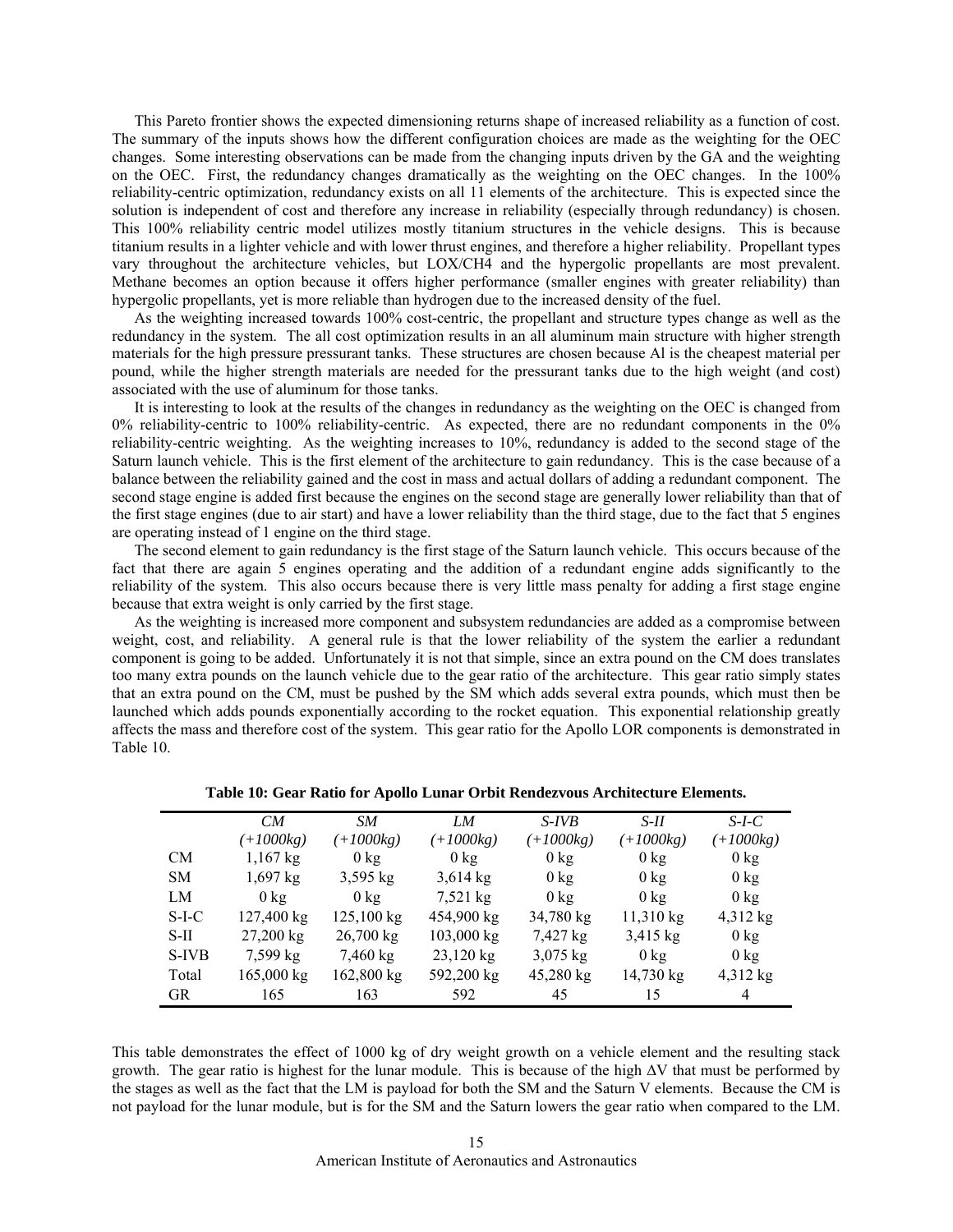This Pareto frontier shows the expected dimensioning returns shape of increased reliability as a function of cost. The summary of the inputs shows how the different configuration choices are made as the weighting for the OEC changes. Some interesting observations can be made from the changing inputs driven by the GA and the weighting on the OEC. First, the redundancy changes dramatically as the weighting on the OEC changes. In the 100% reliability-centric optimization, redundancy exists on all 11 elements of the architecture. This is expected since the solution is independent of cost and therefore any increase in reliability (especially through redundancy) is chosen. This 100% reliability centric model utilizes mostly titanium structures in the vehicle designs. This is because titanium results in a lighter vehicle and with lower thrust engines, and therefore a higher reliability. Propellant types vary throughout the architecture vehicles, but LOX/CH4 and the hypergolic propellants are most prevalent. Methane becomes an option because it offers higher performance (smaller engines with greater reliability) than hypergolic propellants, yet is more reliable than hydrogen due to the increased density of the fuel.

As the weighting increased towards 100% cost-centric, the propellant and structure types change as well as the redundancy in the system. The all cost optimization results in an all aluminum main structure with higher strength materials for the high pressure pressurant tanks. These structures are chosen because Al is the cheapest material per pound, while the higher strength materials are needed for the pressurant tanks due to the high weight (and cost) associated with the use of aluminum for those tanks.

It is interesting to look at the results of the changes in redundancy as the weighting on the OEC is changed from 0% reliability-centric to 100% reliability-centric. As expected, there are no redundant components in the 0% reliability-centric weighting. As the weighting increases to 10%, redundancy is added to the second stage of the Saturn launch vehicle. This is the first element of the architecture to gain redundancy. This is the case because of a balance between the reliability gained and the cost in mass and actual dollars of adding a redundant component. The second stage engine is added first because the engines on the second stage are generally lower reliability than that of the first stage engines (due to air start) and have a lower reliability than the third stage, due to the fact that 5 engines are operating instead of 1 engine on the third stage.

The second element to gain redundancy is the first stage of the Saturn launch vehicle. This occurs because of the fact that there are again 5 engines operating and the addition of a redundant engine adds significantly to the reliability of the system. This also occurs because there is very little mass penalty for adding a first stage engine because that extra weight is only carried by the first stage.

As the weighting is increased more component and subsystem redundancies are added as a compromise between weight, cost, and reliability. A general rule is that the lower reliability of the system the earlier a redundant component is going to be added. Unfortunately it is not that simple, since an extra pound on the CM does translates too many extra pounds on the launch vehicle due to the gear ratio of the architecture. This gear ratio simply states that an extra pound on the CM, must be pushed by the SM which adds several extra pounds, which must then be launched which adds pounds exponentially according to the rocket equation. This exponential relationship greatly affects the mass and therefore cost of the system. This gear ratio for the Apollo LOR components is demonstrated in Table 10.

**Table 10: Gear Ratio for Apollo Lunar Orbit Rendezvous Architecture Elements.**

| | *CM (+1000kg)* | *SM (+1000kg)* | *LM (+1000kg)* | *S-IVB (+1000kg)* | *S-II (+1000kg)* | *S-I-C (+1000kg)* |
|---|---|---|---|---|---|---|
| CM | 1,167 kg | 0 kg | 0 kg | 0 kg | 0 kg | 0 kg |
| SM | 1,697 kg | 3,595 kg | 3,614 kg | 0 kg | 0 kg | 0 kg |
| LM | 0 kg | 0 kg | 7,521 kg | 0 kg | 0 kg | 0 kg |
| S-I-C | 127,400 kg | 125,100 kg | 454,900 kg | 34,780 kg | 11,310 kg | 4,312 kg |
| S-II | 27,200 kg | 26,700 kg | 103,000 kg | 7,427 kg | 3,415 kg | 0 kg |
| S-IVB | 7,599 kg | 7,460 kg | 23,120 kg | 3,075 kg | 0 kg | 0 kg |
| Total | 165,000 kg | 162,800 kg | 592,200 kg | 45,280 kg | 14,730 kg | 4,312 kg |
| GR | 165 | 163 | 592 | 45 | 15 | 4 |

This table demonstrates the effect of 1000 kg of dry weight growth on a vehicle element and the resulting stack growth. The gear ratio is highest for the lunar module. This is because of the high $\Delta V$ that must be performed by the stages as well as the fact that the LM is payload for both the SM and the Saturn V elements. Because the CM is not payload for the lunar module, but is for the SM and the Saturn lowers the gear ratio when compared to the LM.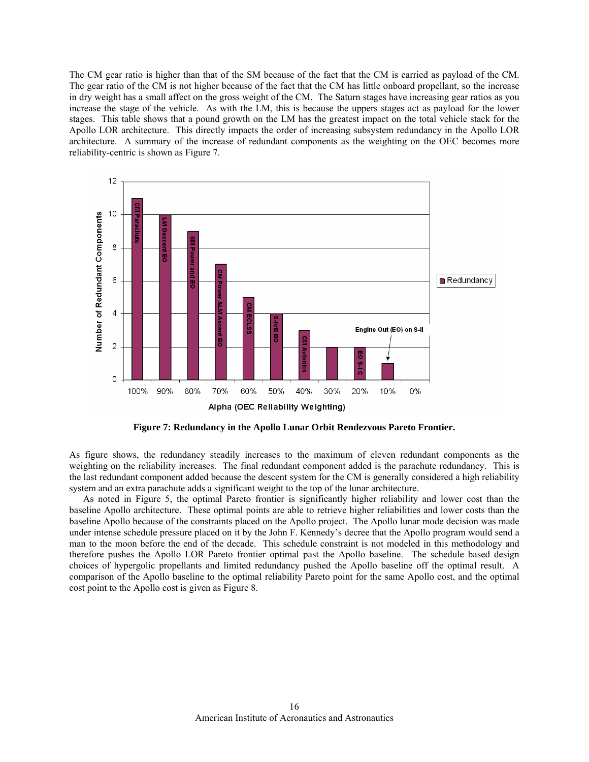The CM gear ratio is higher than that of the SM because of the fact that the CM is carried as payload of the CM. The gear ratio of the CM is not higher because of the fact that the CM has little onboard propellant, so the increase in dry weight has a small affect on the gross weight of the CM. The Saturn stages have increasing gear ratios as you increase the stage of the vehicle. As with the LM, this is because the uppers stages act as payload for the lower stages. This table shows that a pound growth on the LM has the greatest impact on the total vehicle stack for the Apollo LOR architecture. This directly impacts the order of increasing subsystem redundancy in the Apollo LOR architecture. A summary of the increase of redundant components as the weighting on the OEC becomes more reliability-centric is shown as Figure 7.

Number of Redundant Components

12
10
8
6
4
2
0

100% 90% 80% 70% 60% 50% 40% 30% 20% 10% 0%

Alpha (OEC Reliability Weighting)

CM Parachute
LM Descent EO
SM Power and EO
CM Power &LM Ascent EO
CM ECLSS
S-IVB EO
CM Avionics
EO S-I C
Engine Out (EO) on S-II

Redundancy

**Figure 7: Redundancy in the Apollo Lunar Orbit Rendezvous Pareto Frontier.**

As figure shows, the redundancy steadily increases to the maximum of eleven redundant components as the weighting on the reliability increases. The final redundant component added is the parachute redundancy. This is the last redundant component added because the descent system for the CM is generally considered a high reliability system and an extra parachute adds a significant weight to the top of the lunar architecture.

As noted in Figure 5, the optimal Pareto frontier is significantly higher reliability and lower cost than the baseline Apollo architecture. These optimal points are able to retrieve higher reliabilities and lower costs than the baseline Apollo because of the constraints placed on the Apollo project. The Apollo lunar mode decision was made under intense schedule pressure placed on it by the John F. Kennedy's decree that the Apollo program would send a man to the moon before the end of the decade. This schedule constraint is not modeled in this methodology and therefore pushes the Apollo LOR Pareto frontier optimal past the Apollo baseline. The schedule based design choices of hypergolic propellants and limited redundancy pushed the Apollo baseline off the optimal result. A comparison of the Apollo baseline to the optimal reliability Pareto point for the same Apollo cost, and the optimal cost point to the Apollo cost is given as Figure 8.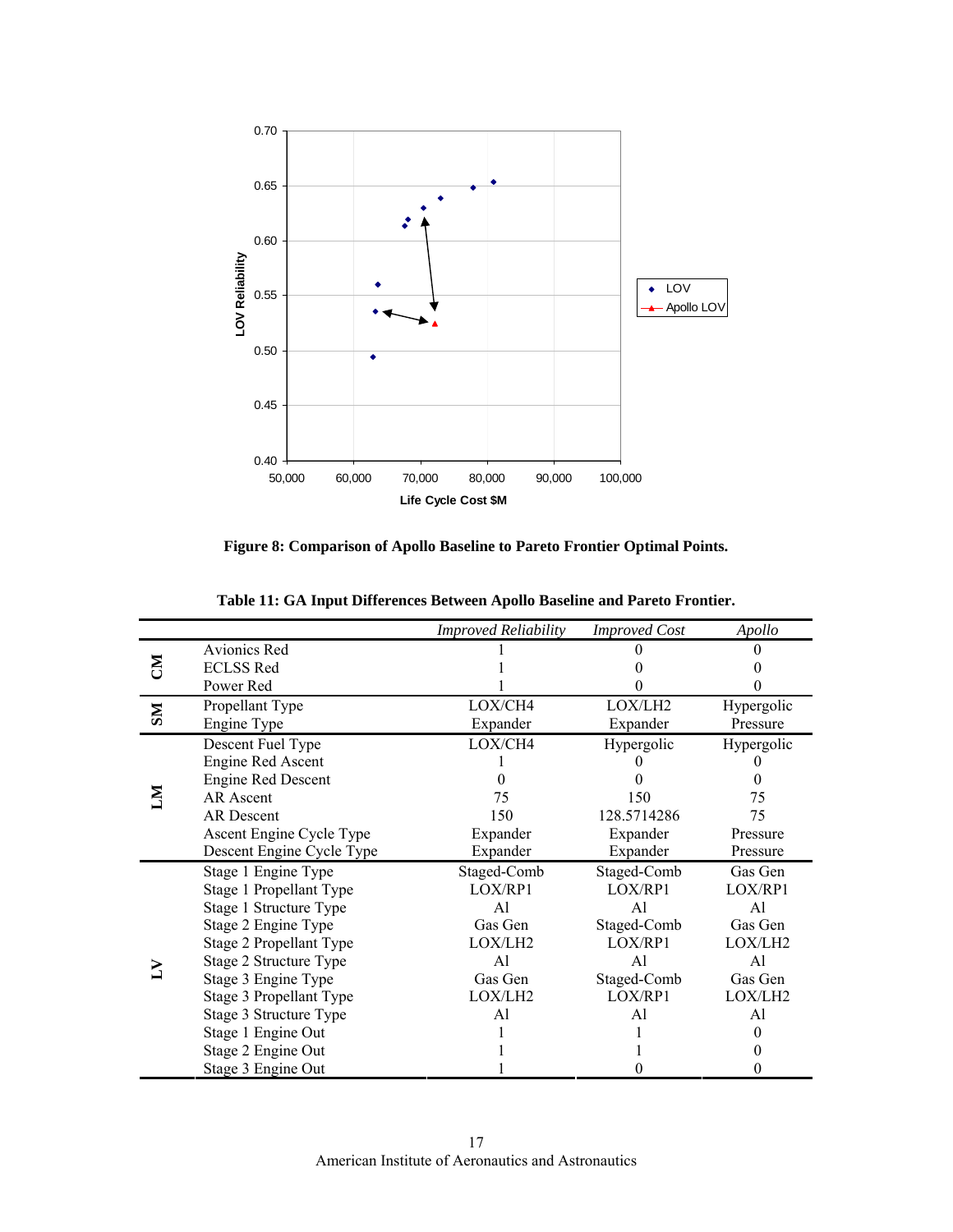Figure 8: Comparison of Apollo Baseline to Pareto Frontier Optimal Points.

**Table 11: GA Input Differences Between Apollo Baseline and Pareto Frontier.**

| | | *Improved Reliability* | *Improved Cost* | *Apollo* |
|---|---|---|---|---|
| CM | Avionics Red | 1 | 0 | 0 |
| | ECLSS Red | 1 | 0 | 0 |
| | Power Red | 1 | 0 | 0 |
| SM | Propellant Type | LOX/CH4 | LOX/LH2 | Hypergolic |
| | Engine Type | Expander | Expander | Pressure |
| LM | Descent Fuel Type | LOX/CH4 | Hypergolic | Hypergolic |
| | Engine Red Ascent | 1 | 0 | 0 |
| | Engine Red Descent | 0 | 0 | 0 |
| | AR Ascent | 75 | 150 | 75 |
| | AR Descent | 150 | 128.5714286 | 75 |
| | Ascent Engine Cycle Type | Expander | Expander | Pressure |
| | Descent Engine Cycle Type | Expander | Expander | Pressure |
| LV | Stage 1 Engine Type | Staged-Comb | Staged-Comb | Gas Gen |
| | Stage 1 Propellant Type | LOX/RP1 | LOX/RP1 | LOX/RP1 |
| | Stage 1 Structure Type | Al | Al | Al |
| | Stage 2 Engine Type | Gas Gen | Staged-Comb | Gas Gen |
| | Stage 2 Propellant Type | LOX/LH2 | LOX/RP1 | LOX/LH2 |
| | Stage 2 Structure Type | Al | Al | Al |
| | Stage 3 Engine Type | Gas Gen | Staged-Comb | Gas Gen |
| | Stage 3 Propellant Type | LOX/LH2 | LOX/RP1 | LOX/LH2 |
| | Stage 3 Structure Type | Al | Al | Al |
| | Stage 1 Engine Out | 1 | 1 | 0 |
| | Stage 2 Engine Out | 1 | 1 | 0 |
| | Stage 3 Engine Out | 1 | 0 | 0 |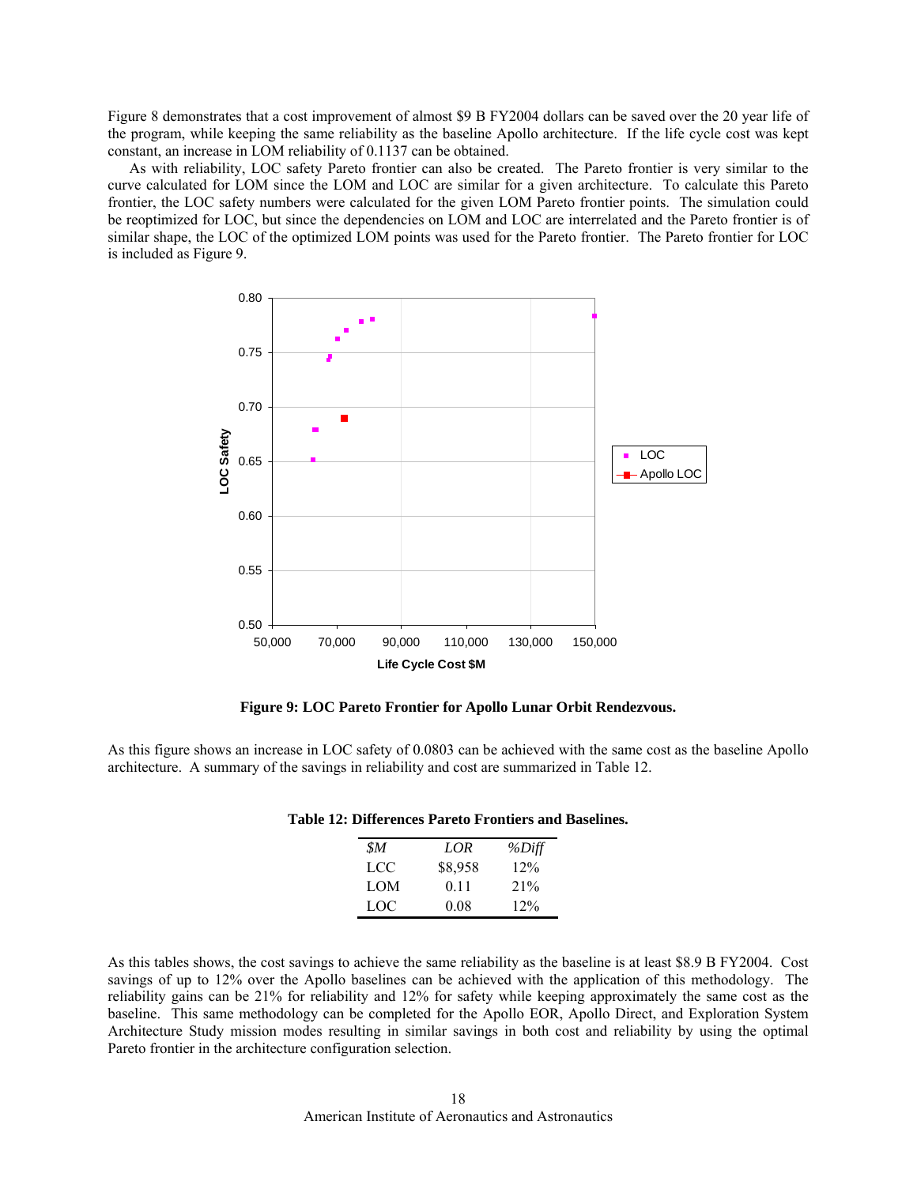Figure 8 demonstrates that a cost improvement of almost $9 B FY2004 dollars can be saved over the 20 year life of the program, while keeping the same reliability as the baseline Apollo architecture. If the life cycle cost was kept constant, an increase in LOM reliability of 0.1137 can be obtained.

As with reliability, LOC safety Pareto frontier can also be created. The Pareto frontier is very similar to the curve calculated for LOM since the LOM and LOC are similar for a given architecture. To calculate this Pareto frontier, the LOC safety numbers were calculated for the given LOM Pareto frontier points. The simulation could be reoptimized for LOC, but since the dependencies on LOM and LOC are interrelated and the Pareto frontier is of similar shape, the LOC of the optimized LOM points was used for the Pareto frontier. The Pareto frontier for LOC is included as Figure 9.

LOC Safety

0.80
0.75
0.70
0.65
0.60
0.55
0.50

50,000 70,000 90,000 110,000 130,000 150,000

Life Cycle Cost $M

LOC

Apollo LOC

**Figure 9: LOC Pareto Frontier for Apollo Lunar Orbit Rendezvous.**

As this figure shows an increase in LOC safety of 0.0803 can be achieved with the same cost as the baseline Apollo architecture. A summary of the savings in reliability and cost are summarized in Table 12.

**Table 12: Differences Pareto Frontiers and Baselines.**

| *$M* | *LOR* | *%Diff* |
|---|---|---|
| LCC | $8,958 | 12% |
| LOM | 0.11 | 21% |
| LOC | 0.08 | 12% |

As this tables shows, the cost savings to achieve the same reliability as the baseline is at least $8.9 B FY2004. Cost savings of up to 12% over the Apollo baselines can be achieved with the application of this methodology. The reliability gains can be 21% for reliability and 12% for safety while keeping approximately the same cost as the baseline. This same methodology can be completed for the Apollo EOR, Apollo Direct, and Exploration System Architecture Study mission modes resulting in similar savings in both cost and reliability by using the optimal Pareto frontier in the architecture configuration selection.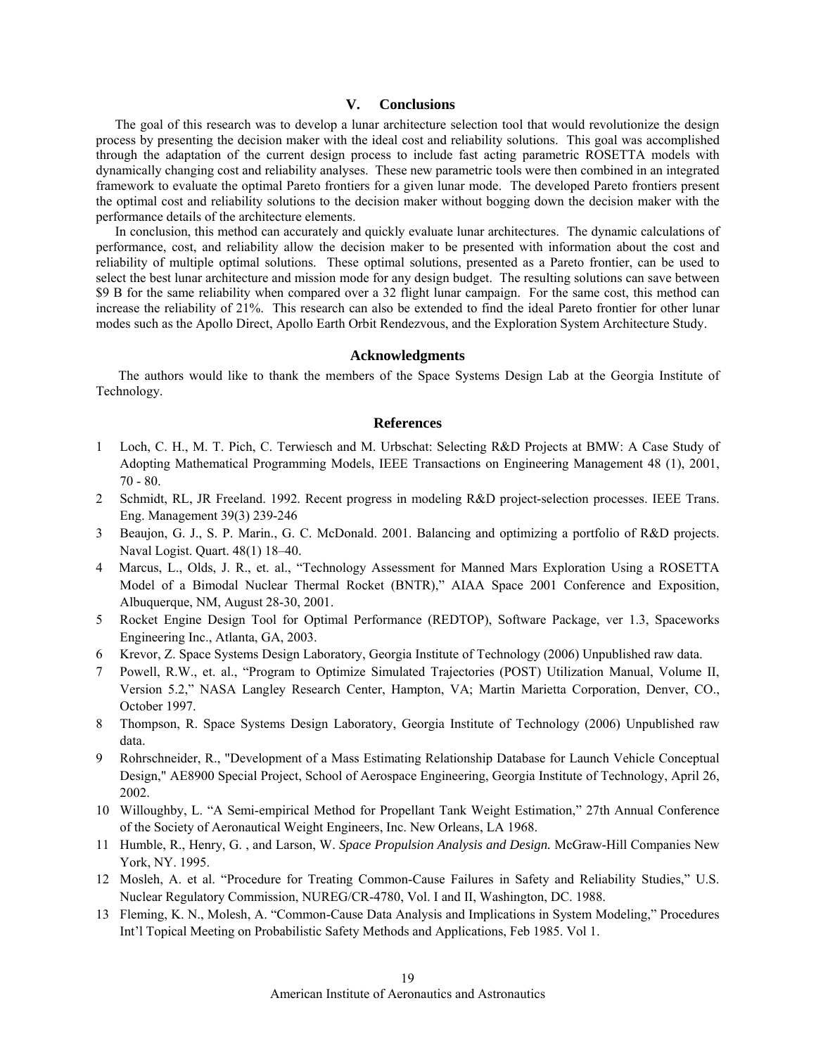## V. Conclusions

The goal of this research was to develop a lunar architecture selection tool that would revolutionize the design process by presenting the decision maker with the ideal cost and reliability solutions. This goal was accomplished through the adaptation of the current design process to include fast acting parametric ROSETTA models with dynamically changing cost and reliability analyses. These new parametric tools were then combined in an integrated framework to evaluate the optimal Pareto frontiers for a given lunar mode. The developed Pareto frontiers present the optimal cost and reliability solutions to the decision maker without bogging down the decision maker with the performance details of the architecture elements.

In conclusion, this method can accurately and quickly evaluate lunar architectures. The dynamic calculations of performance, cost, and reliability allow the decision maker to be presented with information about the cost and reliability of multiple optimal solutions. These optimal solutions, presented as a Pareto frontier, can be used to select the best lunar architecture and mission mode for any design budget. The resulting solutions can save between \$9 B for the same reliability when compared over a 32 flight lunar campaign. For the same cost, this method can increase the reliability of 21%. This research can also be extended to find the ideal Pareto frontier for other lunar modes such as the Apollo Direct, Apollo Earth Orbit Rendezvous, and the Exploration System Architecture Study.

## Acknowledgments

The authors would like to thank the members of the Space Systems Design Lab at the Georgia Institute of Technology.

## References

1 Loch, C. H., M. T. Pich, C. Terwiesch and M. Urbschat: Selecting R&D Projects at BMW: A Case Study of Adopting Mathematical Programming Models, IEEE Transactions on Engineering Management 48 (1), 2001, 70 - 80.

2 Schmidt, RL, JR Freeland. 1992. Recent progress in modeling R&D project-selection processes. IEEE Trans. Eng. Management 39(3) 239-246

3 Beaujon, G. J., S. P. Marin., G. C. McDonald. 2001. Balancing and optimizing a portfolio of R&D projects. Naval Logist. Quart. 48(1) 18–40.

4 Marcus, L., Olds, J. R., et. al., "Technology Assessment for Manned Mars Exploration Using a ROSETTA Model of a Bimodal Nuclear Thermal Rocket (BNTR)," AIAA Space 2001 Conference and Exposition, Albuquerque, NM, August 28-30, 2001.

5 Rocket Engine Design Tool for Optimal Performance (REDTOP), Software Package, ver 1.3, Spaceworks Engineering Inc., Atlanta, GA, 2003.

6 Krevor, Z. Space Systems Design Laboratory, Georgia Institute of Technology (2006) Unpublished raw data.

7 Powell, R.W., et. al., "Program to Optimize Simulated Trajectories (POST) Utilization Manual, Volume II, Version 5.2," NASA Langley Research Center, Hampton, VA; Martin Marietta Corporation, Denver, CO., October 1997.

8 Thompson, R. Space Systems Design Laboratory, Georgia Institute of Technology (2006) Unpublished raw data.

9 Rohrschneider, R., "Development of a Mass Estimating Relationship Database for Launch Vehicle Conceptual Design," AE8900 Special Project, School of Aerospace Engineering, Georgia Institute of Technology, April 26, 2002.

10 Willoughby, L. "A Semi-empirical Method for Propellant Tank Weight Estimation," 27th Annual Conference of the Society of Aeronautical Weight Engineers, Inc. New Orleans, LA 1968.

11 Humble, R., Henry, G. , and Larson, W. *Space Propulsion Analysis and Design.* McGraw-Hill Companies New York, NY. 1995.

12 Mosleh, A. et al. "Procedure for Treating Common-Cause Failures in Safety and Reliability Studies," U.S. Nuclear Regulatory Commission, NUREG/CR-4780, Vol. I and II, Washington, DC. 1988.

13 Fleming, K. N., Molesh, A. "Common-Cause Data Analysis and Implications in System Modeling," Procedures Int'l Topical Meeting on Probabilistic Safety Methods and Applications, Feb 1985. Vol 1.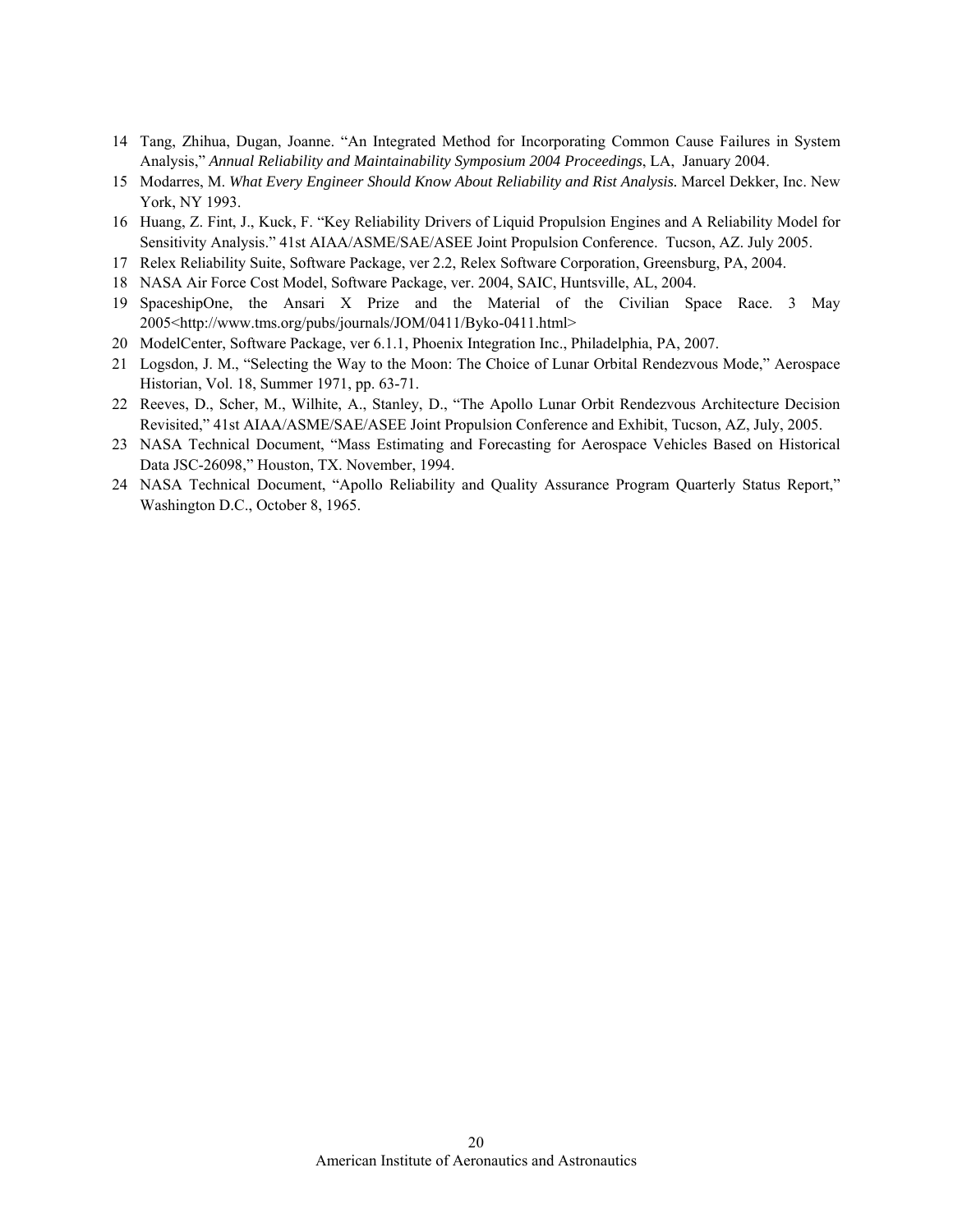14 Tang, Zhihua, Dugan, Joanne. "An Integrated Method for Incorporating Common Cause Failures in System Analysis," *Annual Reliability and Maintainability Symposium 2004 Proceedings*, LA, January 2004.

15 Modarres, M. *What Every Engineer Should Know About Reliability and Rist Analysis.* Marcel Dekker, Inc. New York, NY 1993.

16 Huang, Z. Fint, J., Kuck, F. "Key Reliability Drivers of Liquid Propulsion Engines and A Reliability Model for Sensitivity Analysis." 41st AIAA/ASME/SAE/ASEE Joint Propulsion Conference. Tucson, AZ. July 2005.

17 Relex Reliability Suite, Software Package, ver 2.2, Relex Software Corporation, Greensburg, PA, 2004.

18 NASA Air Force Cost Model, Software Package, ver. 2004, SAIC, Huntsville, AL, 2004.

19 SpaceshipOne, the Ansari X Prize and the Material of the Civilian Space Race. 3 May 2005<http://www.tms.org/pubs/journals/JOM/0411/Byko-0411.html>

20 ModelCenter, Software Package, ver 6.1.1, Phoenix Integration Inc., Philadelphia, PA, 2007.

21 Logsdon, J. M., "Selecting the Way to the Moon: The Choice of Lunar Orbital Rendezvous Mode," Aerospace Historian, Vol. 18, Summer 1971, pp. 63-71.

22 Reeves, D., Scher, M., Wilhite, A., Stanley, D., "The Apollo Lunar Orbit Rendezvous Architecture Decision Revisited," 41st AIAA/ASME/SAE/ASEE Joint Propulsion Conference and Exhibit, Tucson, AZ, July, 2005.

23 NASA Technical Document, "Mass Estimating and Forecasting for Aerospace Vehicles Based on Historical Data JSC-26098," Houston, TX. November, 1994.

24 NASA Technical Document, "Apollo Reliability and Quality Assurance Program Quarterly Status Report," Washington D.C., October 8, 1965.